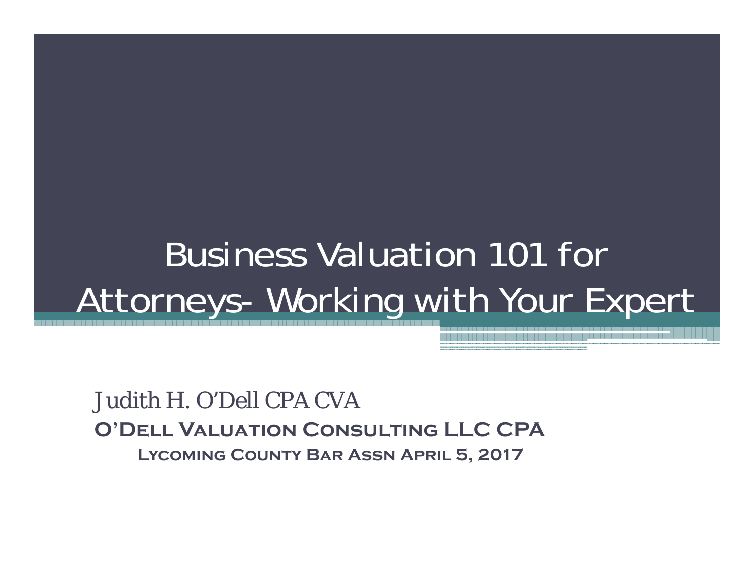# Business Valuation 101 for Attorneys- Working with Your Expert

Judith H. O'Dell CPA CVA

**O'Dell Valuation Consulting LLC CPA**

**Lycoming County Bar Assn April 5, 2017**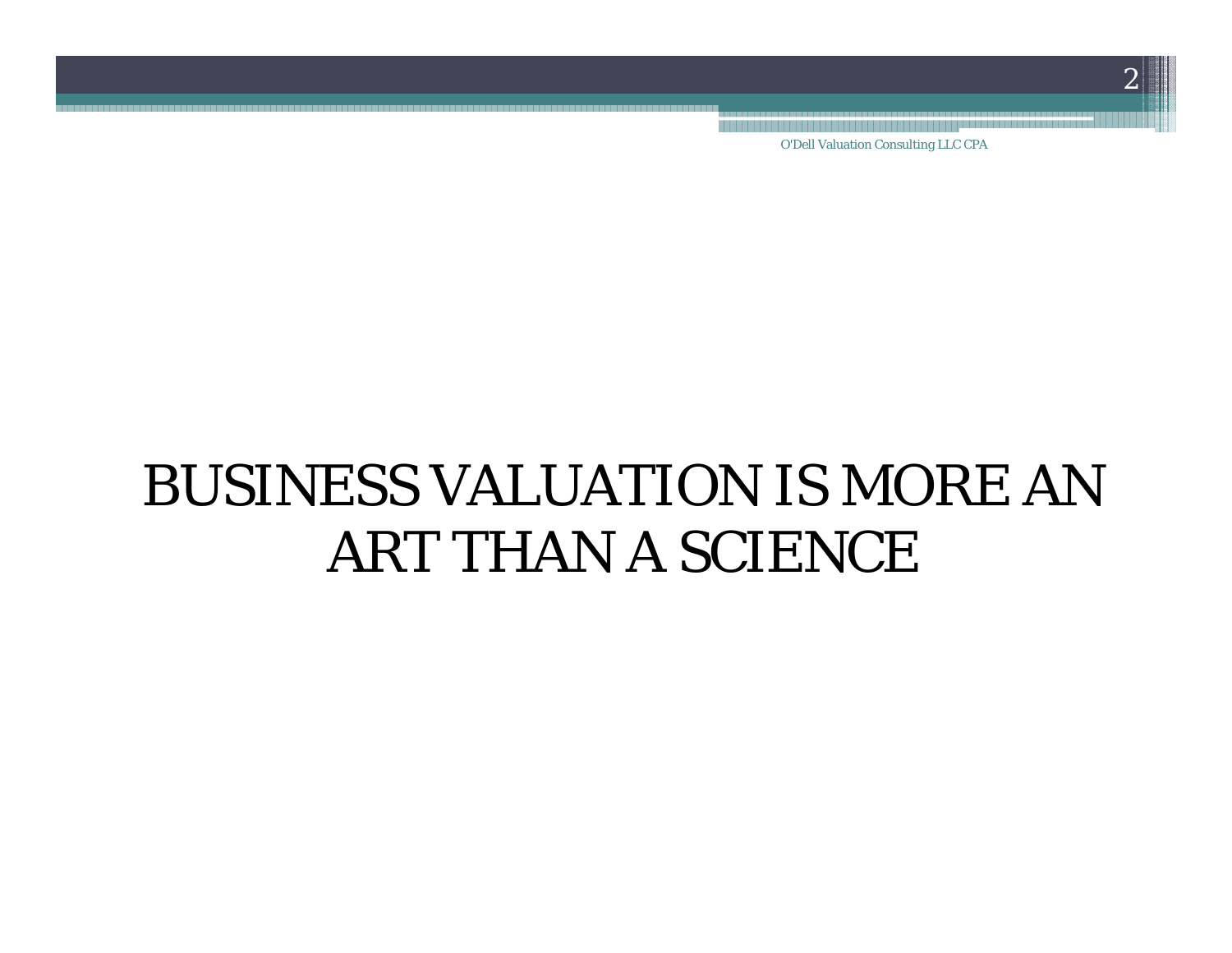# BUSINESS VALUATION IS MORE AN ART THAN A SCIENCE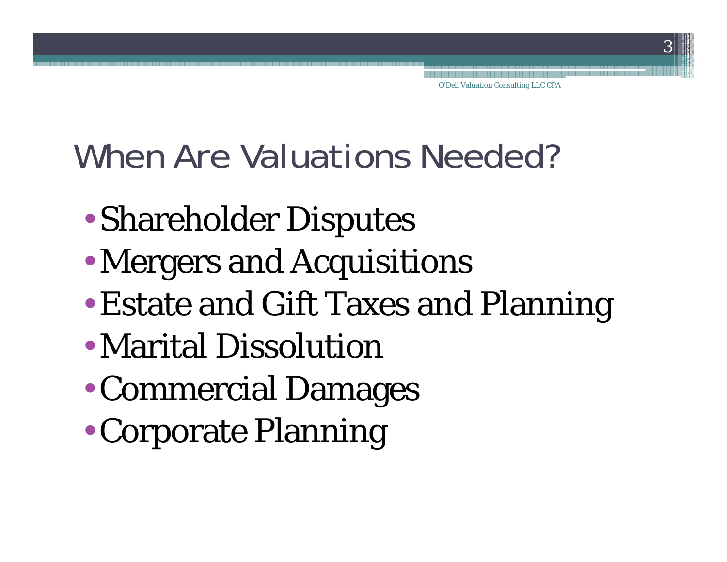# When Are Valuations Needed?

- Shareholder Disputes
- Mergers and Acquisitions
- Estate and Gift Taxes and Planning
- Marital Dissolution
- Commercial Damages
- Corporate Planning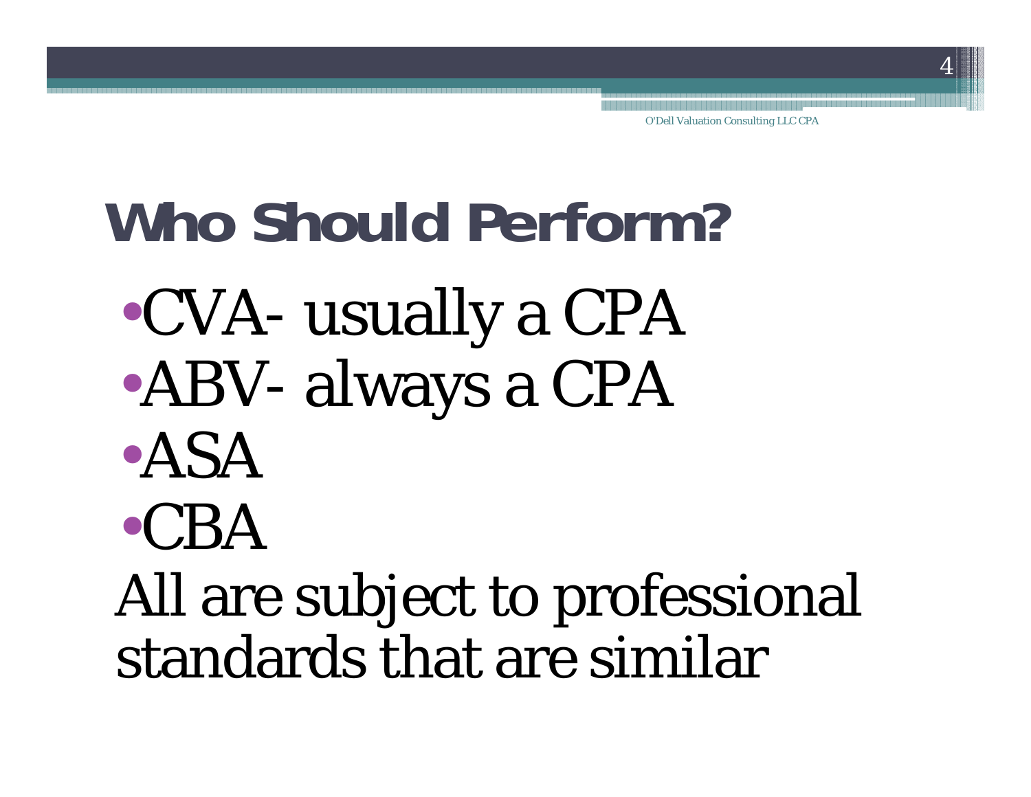# Who Should Perform?

- CVA- usually a CPA
- ABV- always a CPA
- ASA
- CBA

All are subject to professional standards that are similar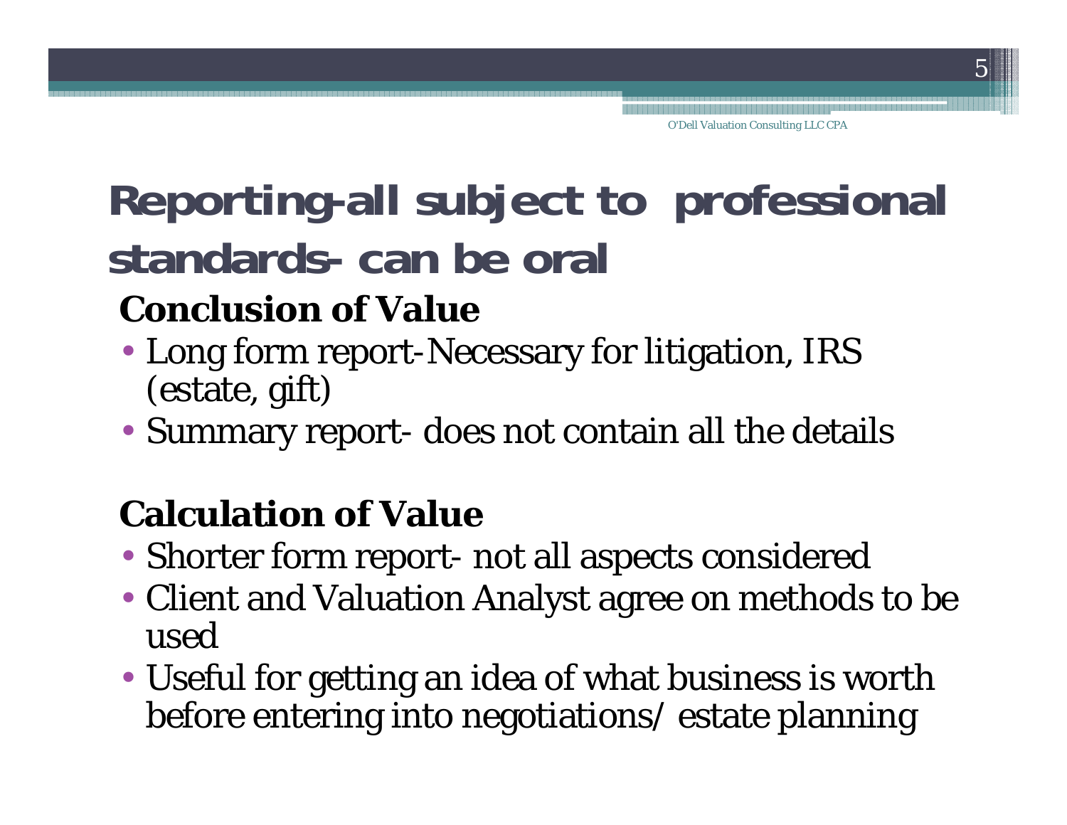# Reporting-all subject to professional standards- can be oral

### Conclusion of Value

- Long form report-Necessary for litigation, IRS (estate, gift)
- Summary report- does not contain all the details

### Calculation of Value

- Shorter form report- not all aspects considered
- Client and Valuation Analyst agree on methods to be used
- Useful for getting an idea of what business is worth before entering into negotiations/ estate planning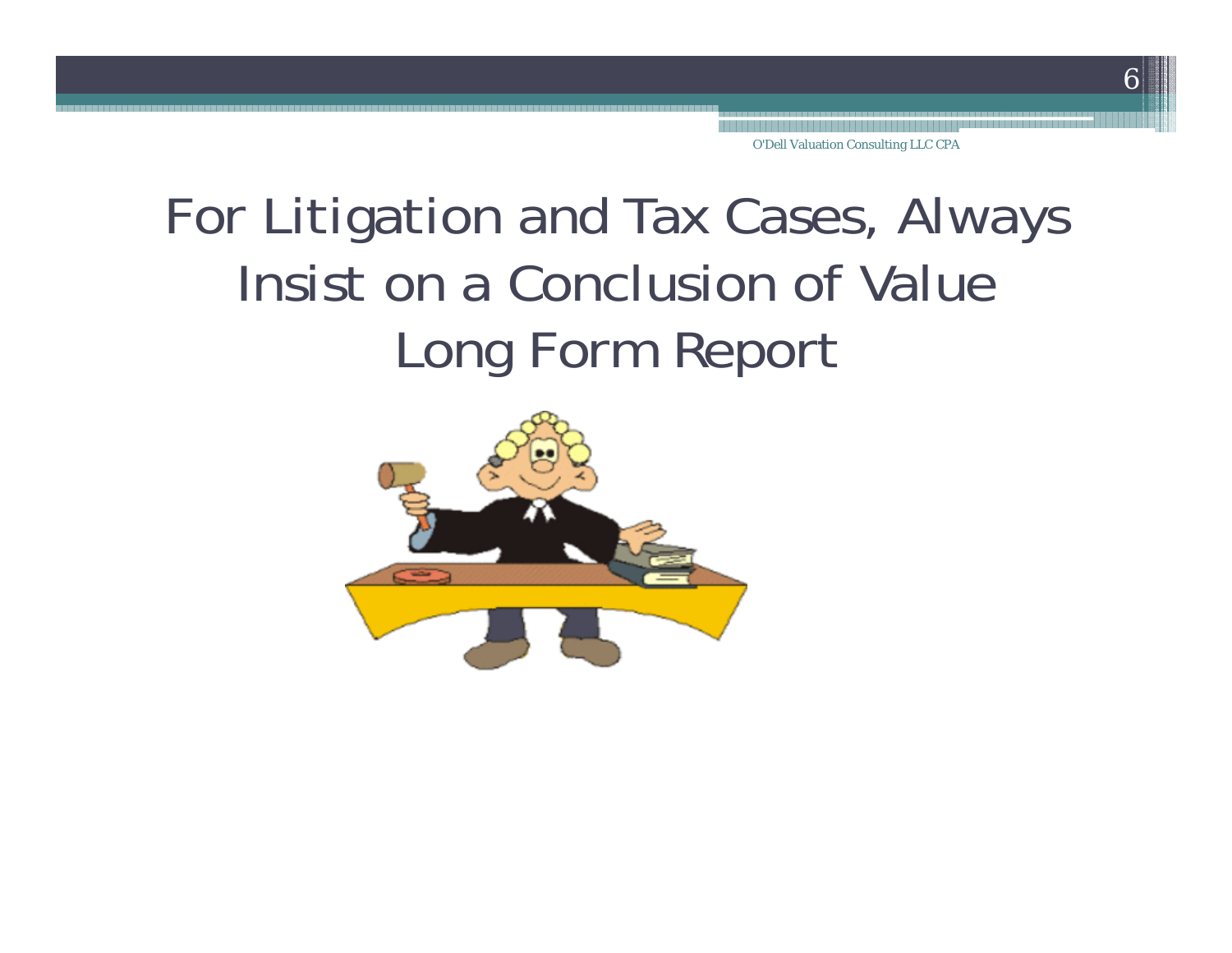# For Litigation and Tax Cases, Always Insist on a Conclusion of Value Long Form Report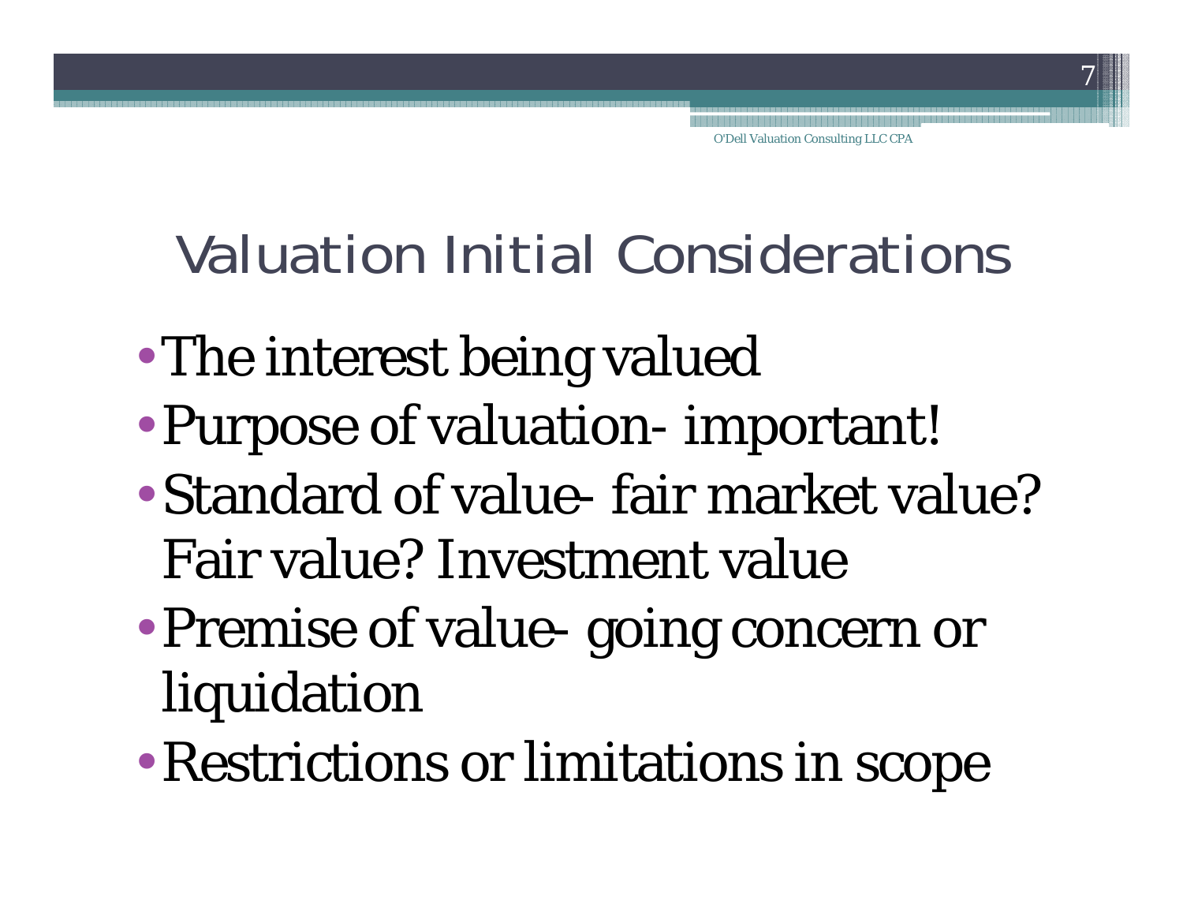# Valuation Initial Considerations

- The interest being valued
- Purpose of valuation- important!
- Standard of value- fair market value? Fair value? Investment value
- Premise of value- going concern or liquidation
- Restrictions or limitations in scope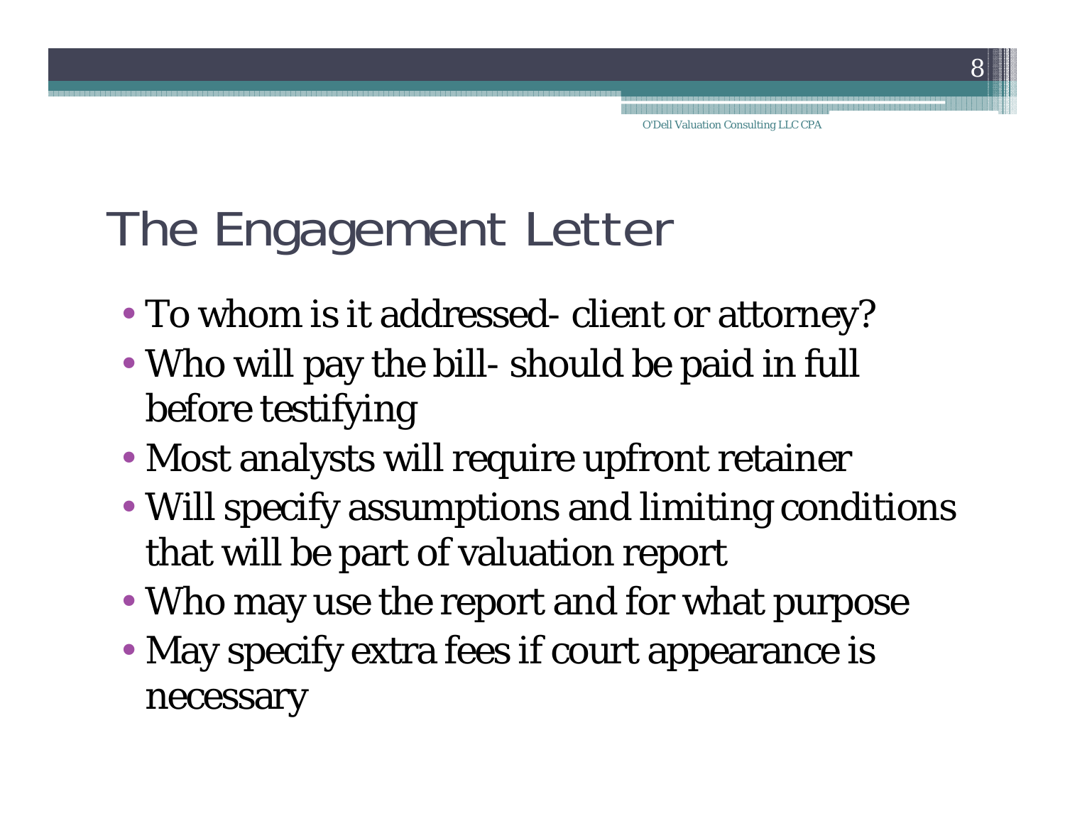# The Engagement Letter

- To whom is it addressed- client or attorney?
- Who will pay the bill- should be paid in full before testifying
- Most analysts will require upfront retainer
- Will specify assumptions and limiting conditions that will be part of valuation report
- Who may use the report and for what purpose
- May specify extra fees if court appearance is necessary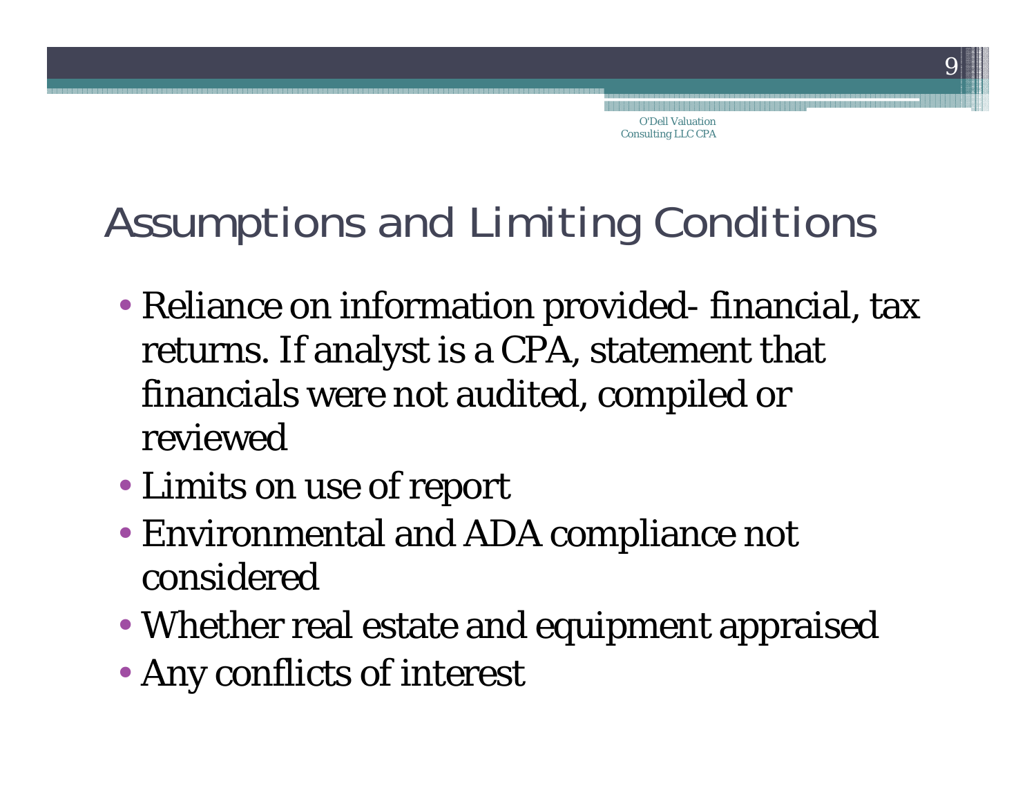# Assumptions and Limiting Conditions

- Reliance on information provided- financial, tax returns. If analyst is a CPA, statement that financials were not audited, compiled or reviewed
- Limits on use of report
- Environmental and ADA compliance not considered
- Whether real estate and equipment appraised
- Any conflicts of interest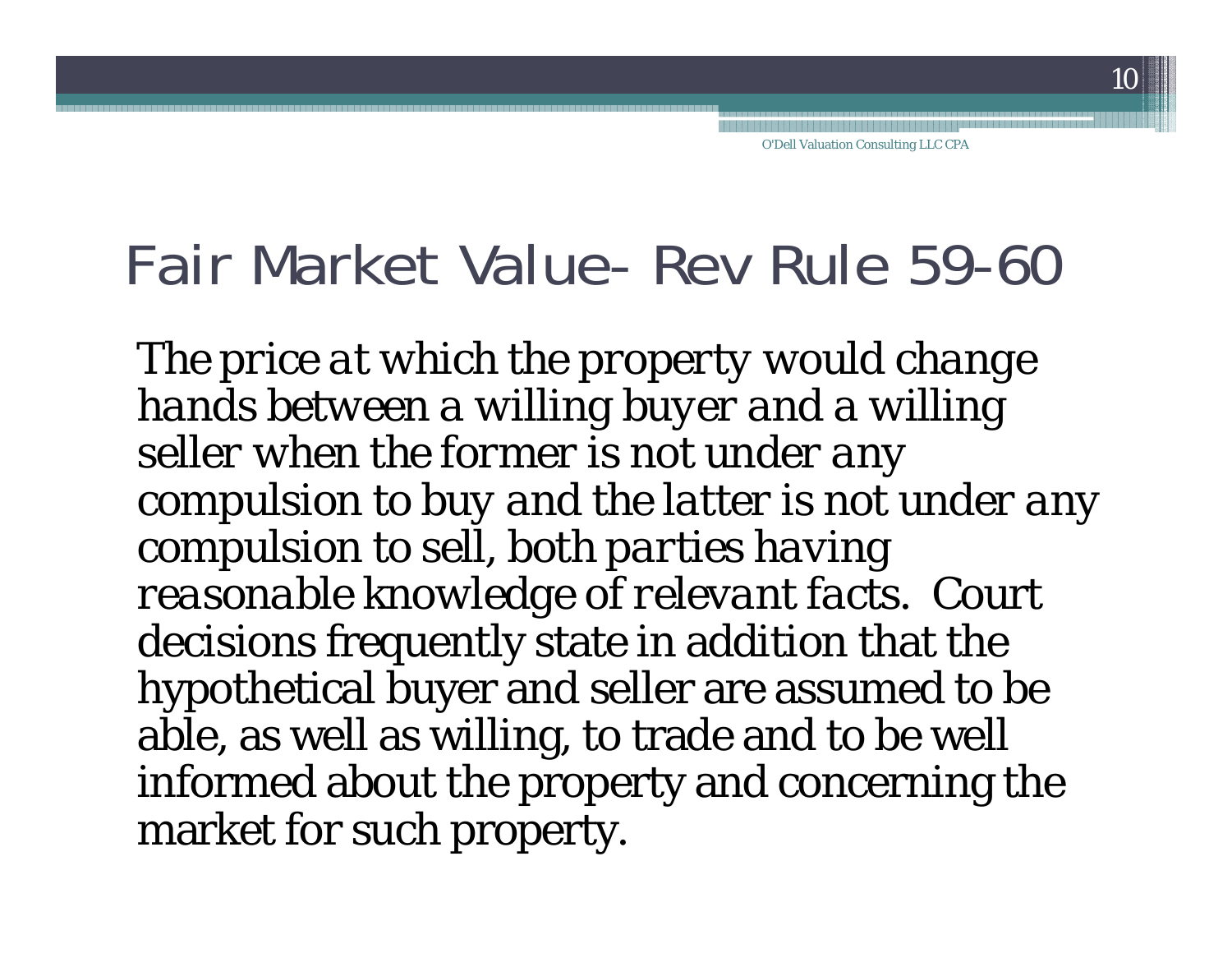# Fair Market Value- Rev Rule 59-60

*The price at which the property would change hands between a willing buyer and a willing seller when the former is not under any compulsion to buy and the latter is not under any compulsion to sell, both parties having reasonable knowledge of relevant facts.* Court decisions frequently state in addition that the hypothetical buyer and seller are assumed to be able, as well as willing, to trade and to be well informed about the property and concerning the market for such property.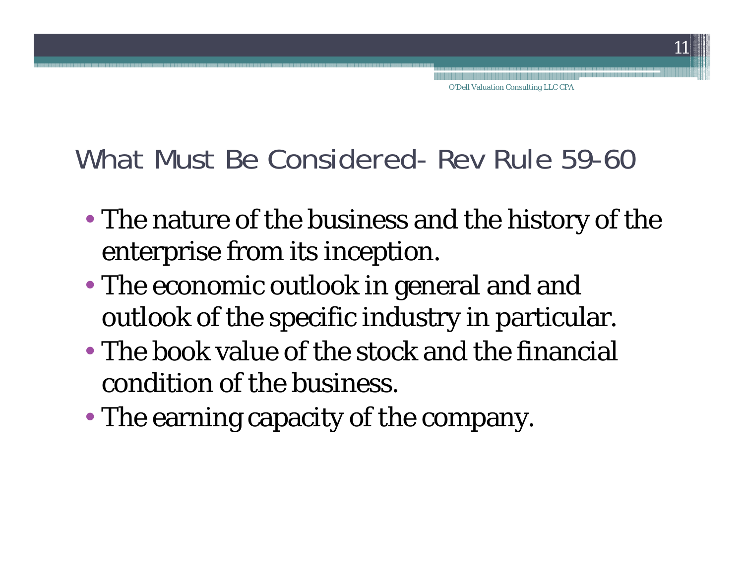## What Must Be Considered- Rev Rule 59-60

- The nature of the business and the history of the enterprise from its inception.
- The economic outlook in general and and outlook of the specific industry in particular.
- The book value of the stock and the financial condition of the business.
- The earning capacity of the company.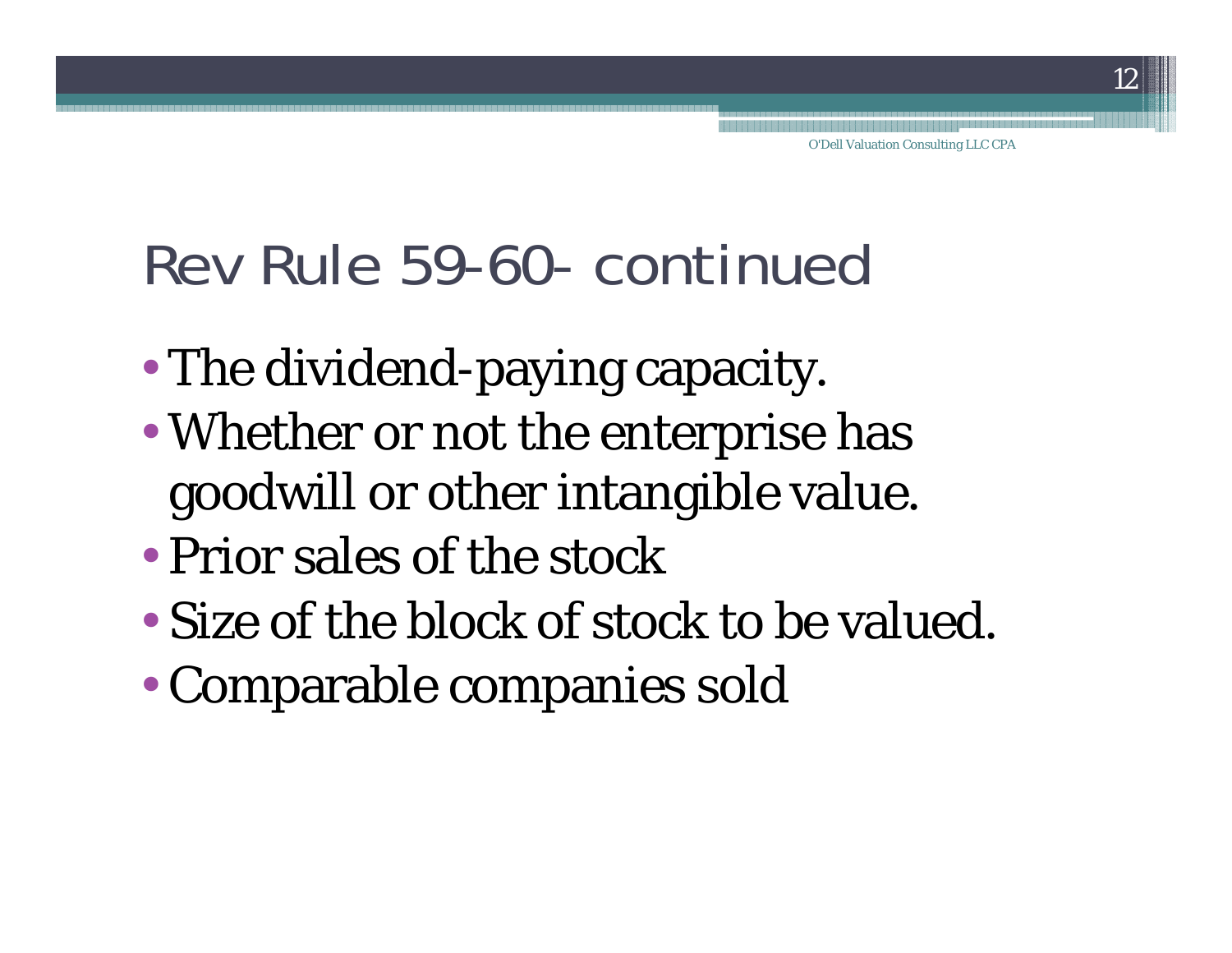# Rev Rule 59-60- continued

- The dividend-paying capacity.
- Whether or not the enterprise has goodwill or other intangible value.
- Prior sales of the stock
- Size of the block of stock to be valued.
- Comparable companies sold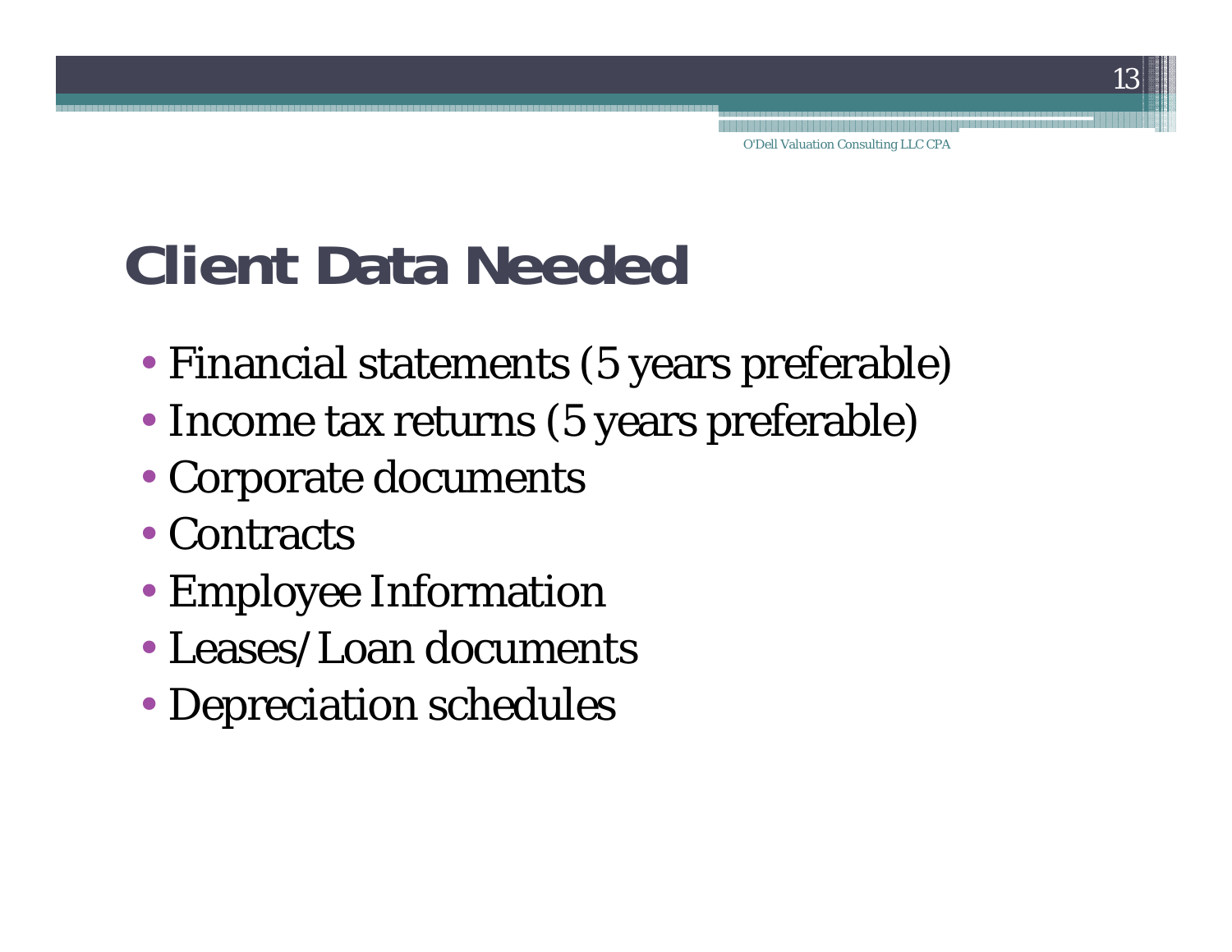# Client Data Needed

- Financial statements (5 years preferable)
- Income tax returns (5 years preferable)
- Corporate documents
- Contracts
- Employee Information
- Leases/Loan documents
- Depreciation schedules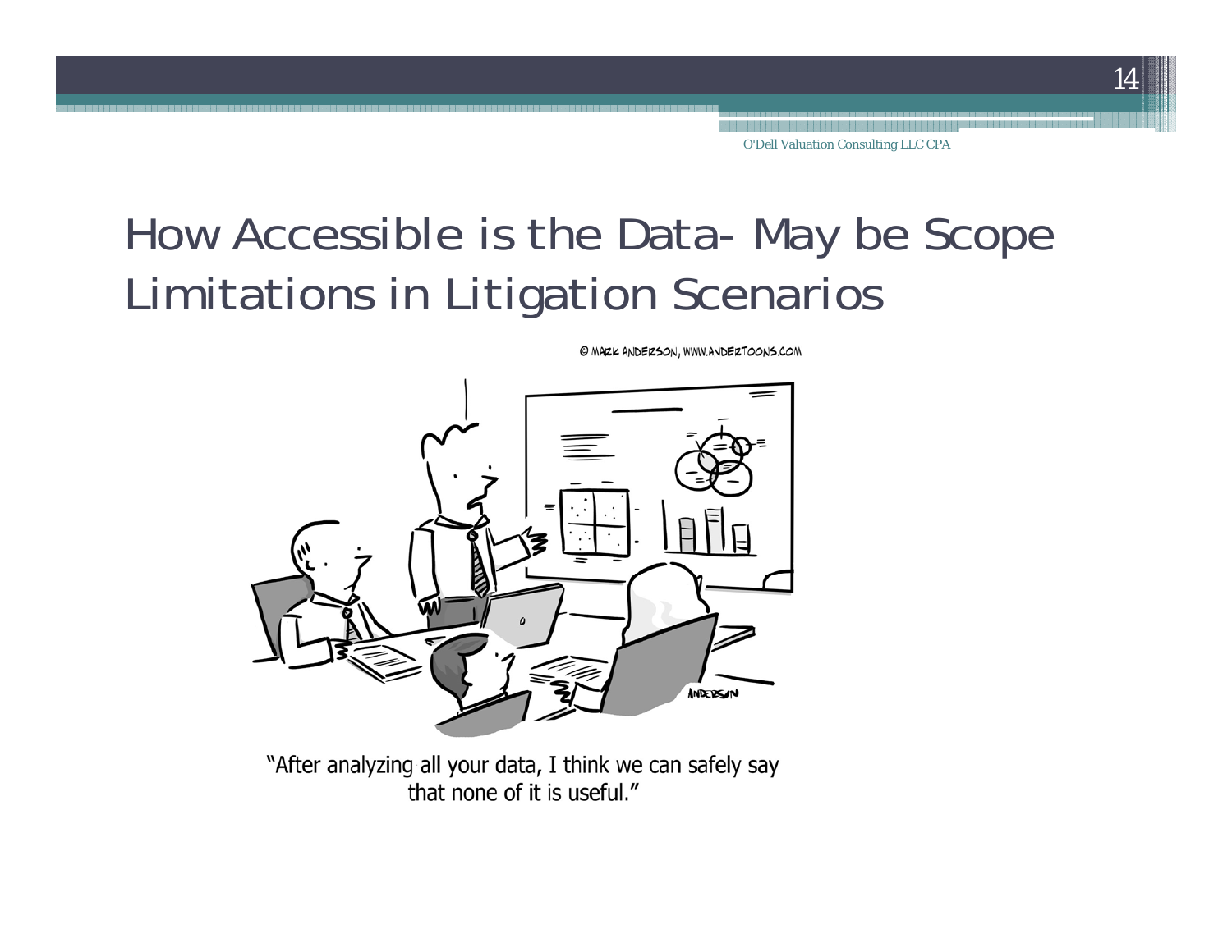# How Accessible is the Data- May be Scope Limitations in Litigation Scenarios

© MARK ANDERSON, WWW.ANDERTOONS.COM

"After analyzing all your data, I think we can safely say that none of it is useful."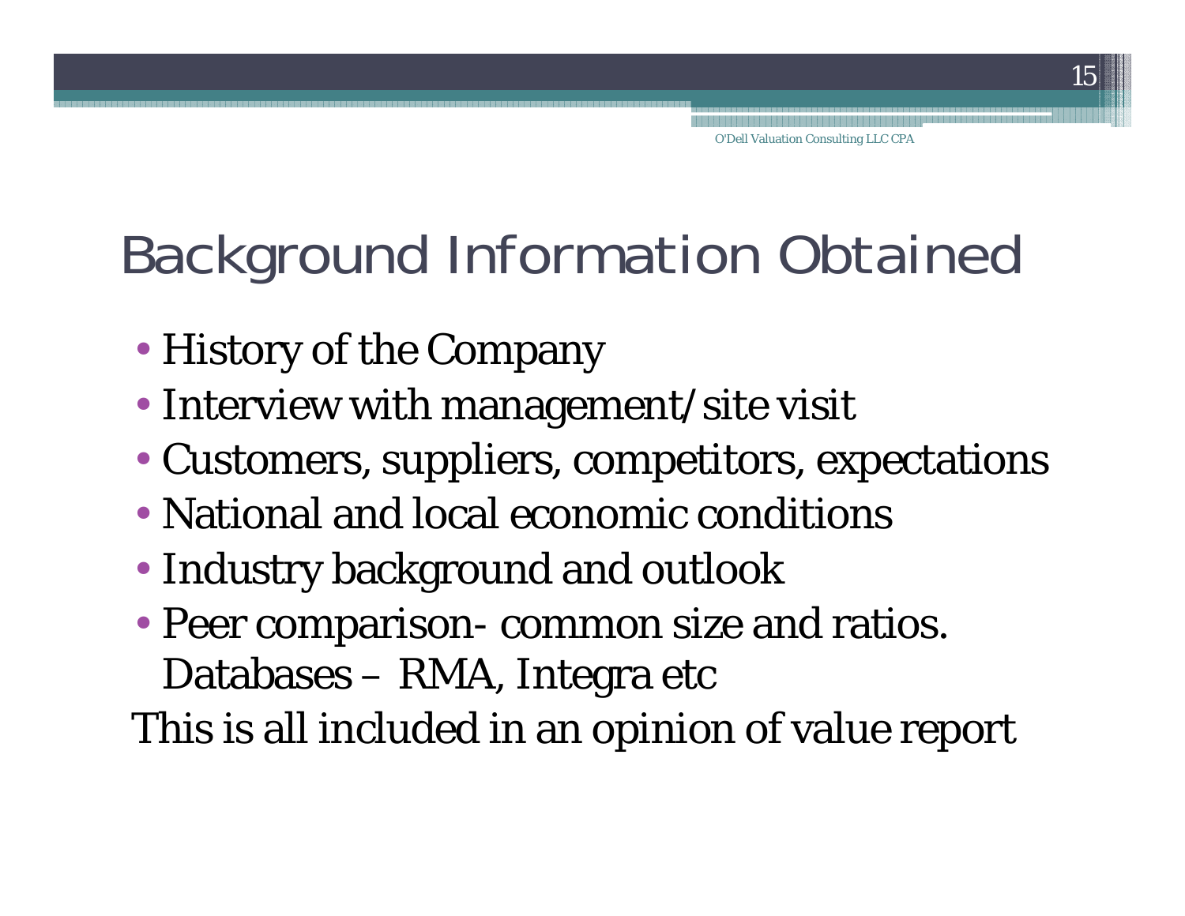# Background Information Obtained

- History of the Company
- Interview with management/site visit
- Customers, suppliers, competitors, expectations
- National and local economic conditions
- Industry background and outlook
- Peer comparison- common size and ratios. Databases – RMA, Integra etc

This is all included in an opinion of value report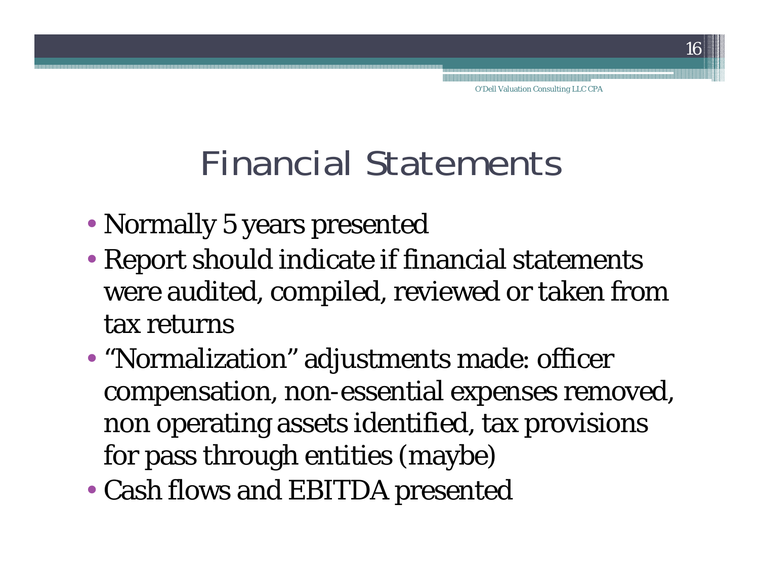# Financial Statements

- Normally 5 years presented
- Report should indicate if financial statements were audited, compiled, reviewed or taken from tax returns
- "Normalization" adjustments made: officer compensation, non-essential expenses removed, non operating assets identified, tax provisions for pass through entities (maybe)
- Cash flows and EBITDA presented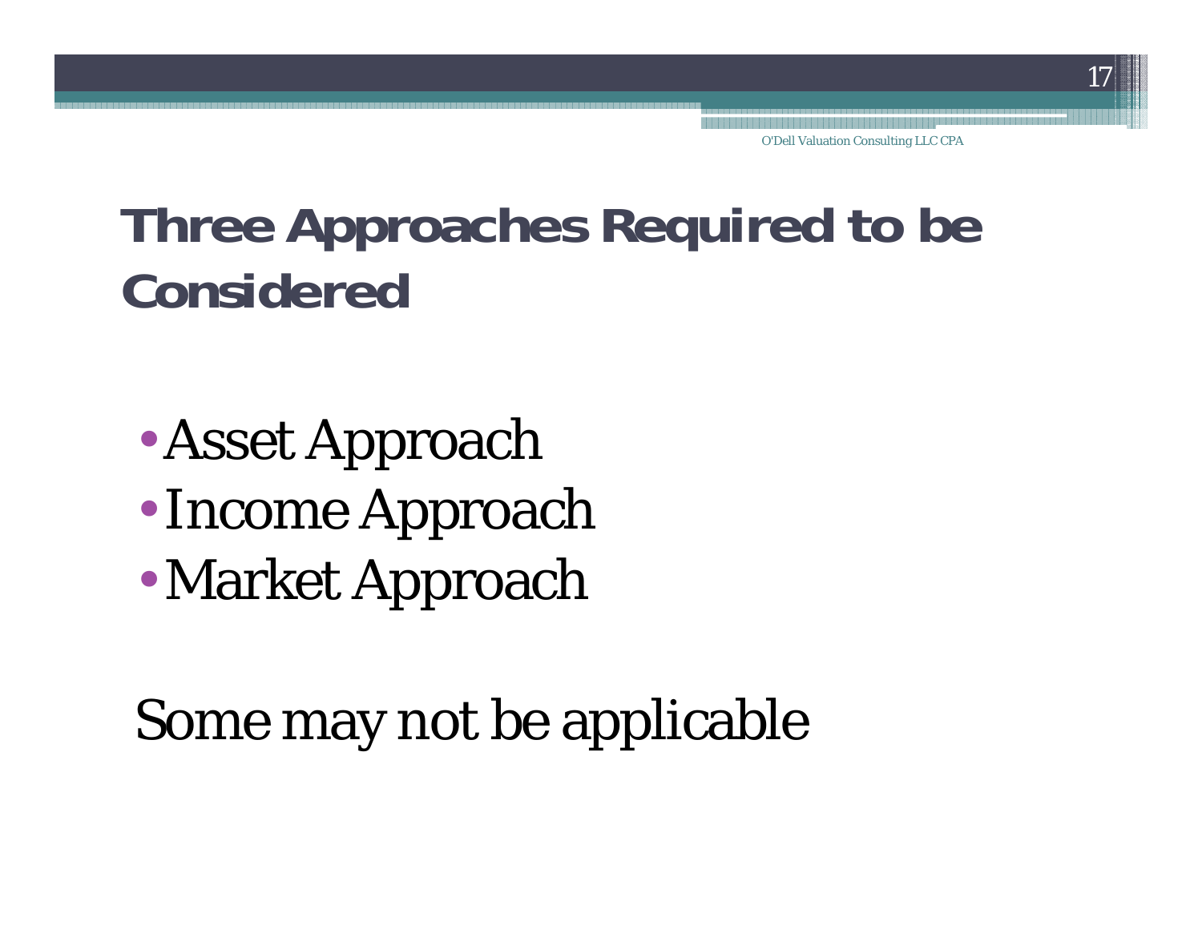# Three Approaches Required to be Considered

- Asset Approach
- Income Approach
- Market Approach

Some may not be applicable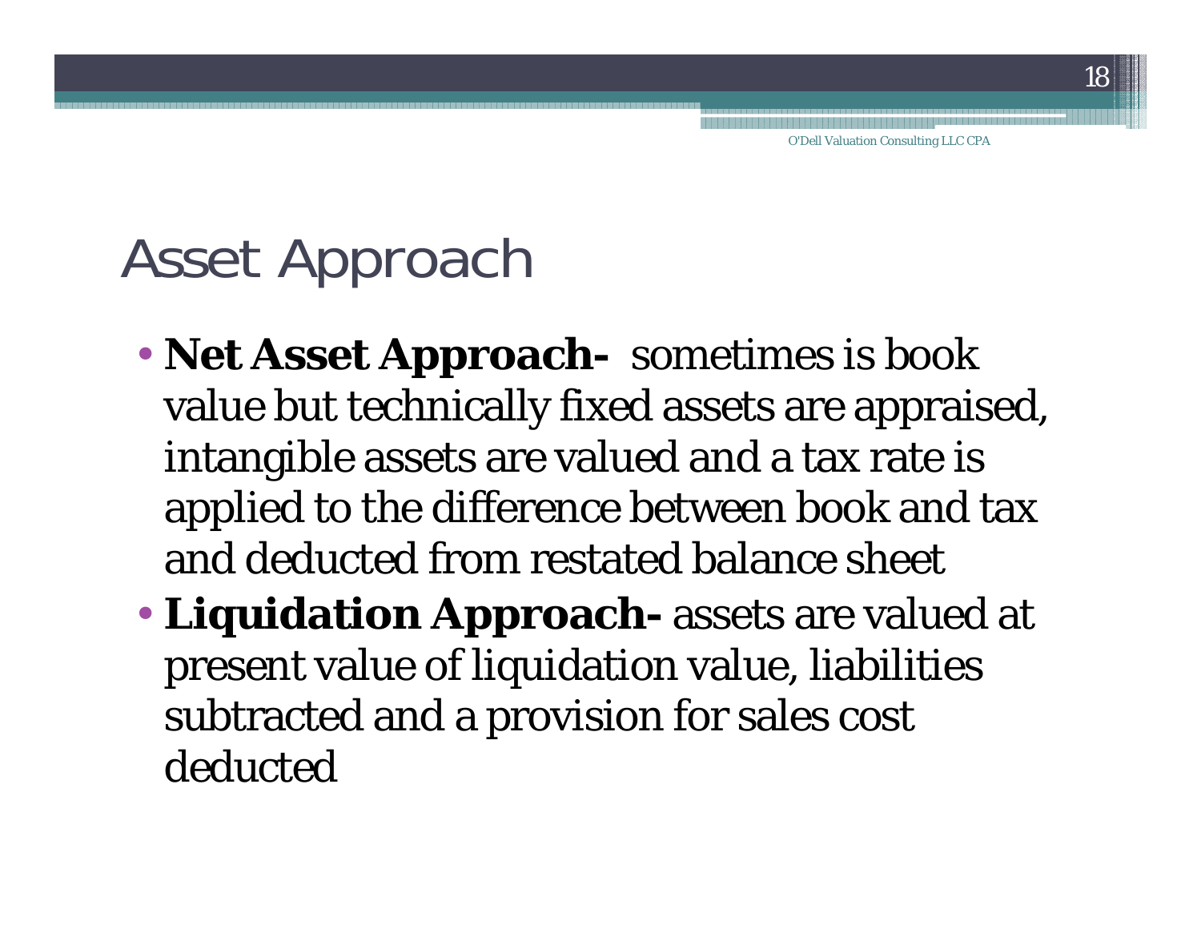# Asset Approach

- **Net Asset Approach-** sometimes is book value but technically fixed assets are appraised, intangible assets are valued and a tax rate is applied to the difference between book and tax and deducted from restated balance sheet
- **Liquidation Approach-** assets are valued at present value of liquidation value, liabilities subtracted and a provision for sales cost deducted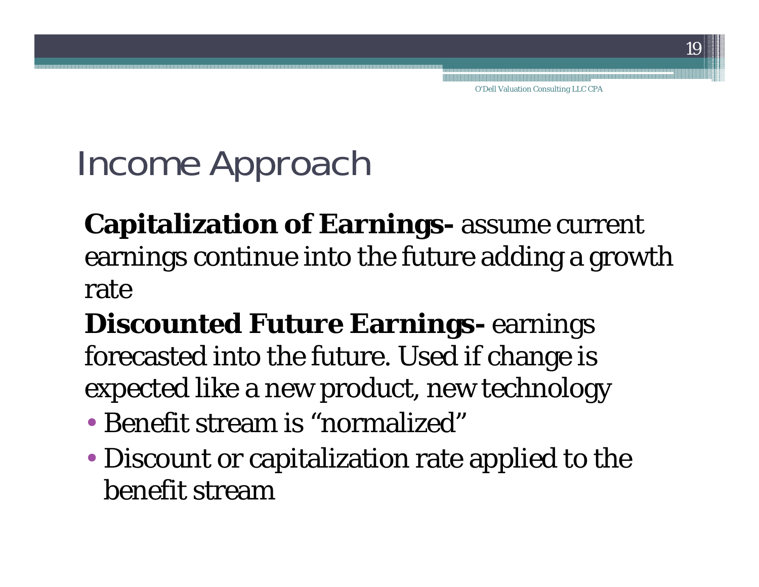# Income Approach

**Capitalization of Earnings-** assume current earnings continue into the future adding a growth rate

**Discounted Future Earnings-** earnings forecasted into the future. Used if change is expected like a new product, new technology

- Benefit stream is "normalized"
- Discount or capitalization rate applied to the benefit stream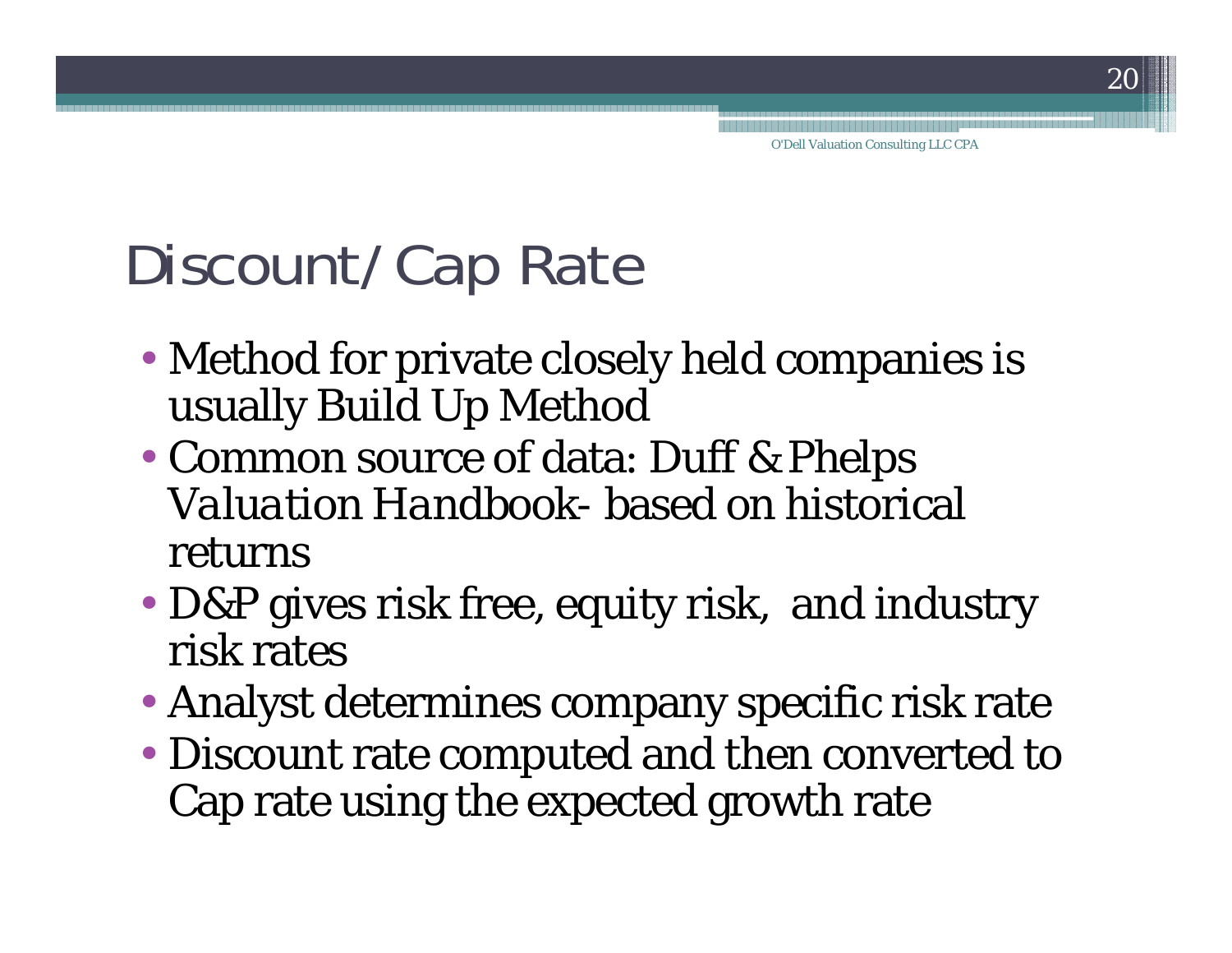# Discount/Cap Rate

- Method for private closely held companies is usually Build Up Method
- Common source of data: Duff & Phelps *Valuation Handbook*- based on historical returns
- D&P gives risk free, equity risk, and industry risk rates
- Analyst determines company specific risk rate
- Discount rate computed and then converted to Cap rate using the expected growth rate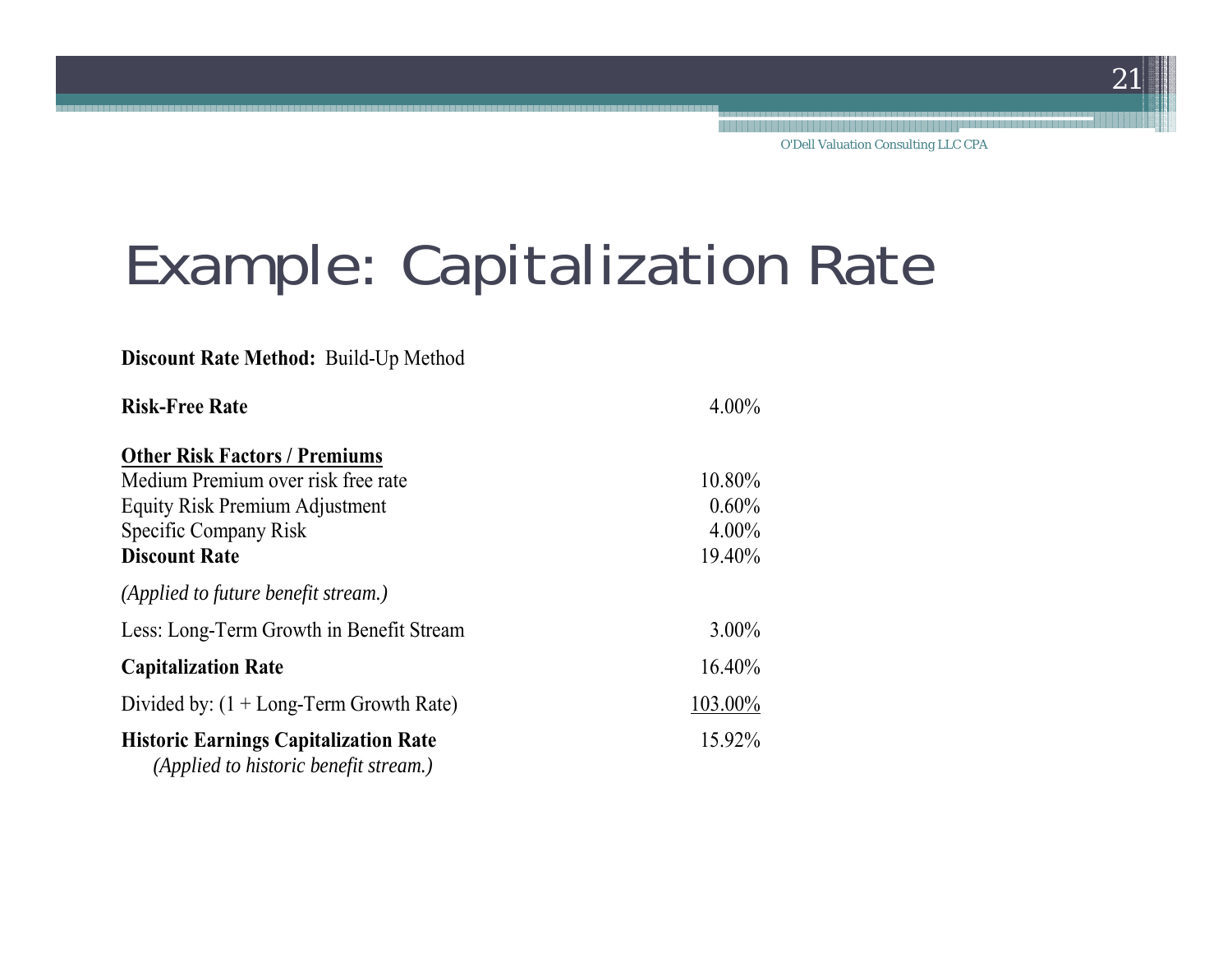# Example: Capitalization Rate

**Discount Rate Method:** Build-Up Method

| | |
|---|---|
| **Risk-Free Rate** | 4.00% |
| **<u>Other Risk Factors / Premiums</u>** | |
| Medium Premium over risk free rate | 10.80% |
| Equity Risk Premium Adjustment | 0.60% |
| Specific Company Risk | 4.00% |
| **Discount Rate** | 19.40% |
| *(Applied to future benefit stream.)* | |
| Less: Long-Term Growth in Benefit Stream | 3.00% |
| **Capitalization Rate** | 16.40% |
| Divided by: (1 + Long-Term Growth Rate) | <u>103.00%</u> |
| **Historic Earnings Capitalization Rate** *(Applied to historic benefit stream.)* | 15.92% |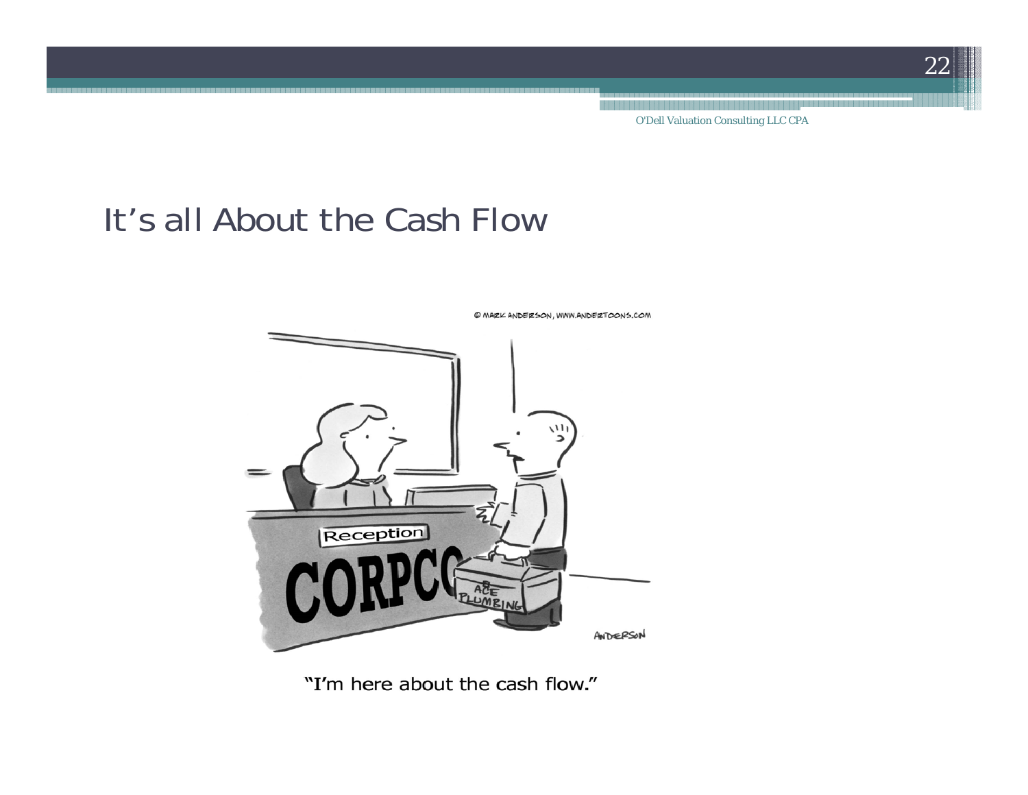## It's all About the Cash Flow

"I'm here about the cash flow."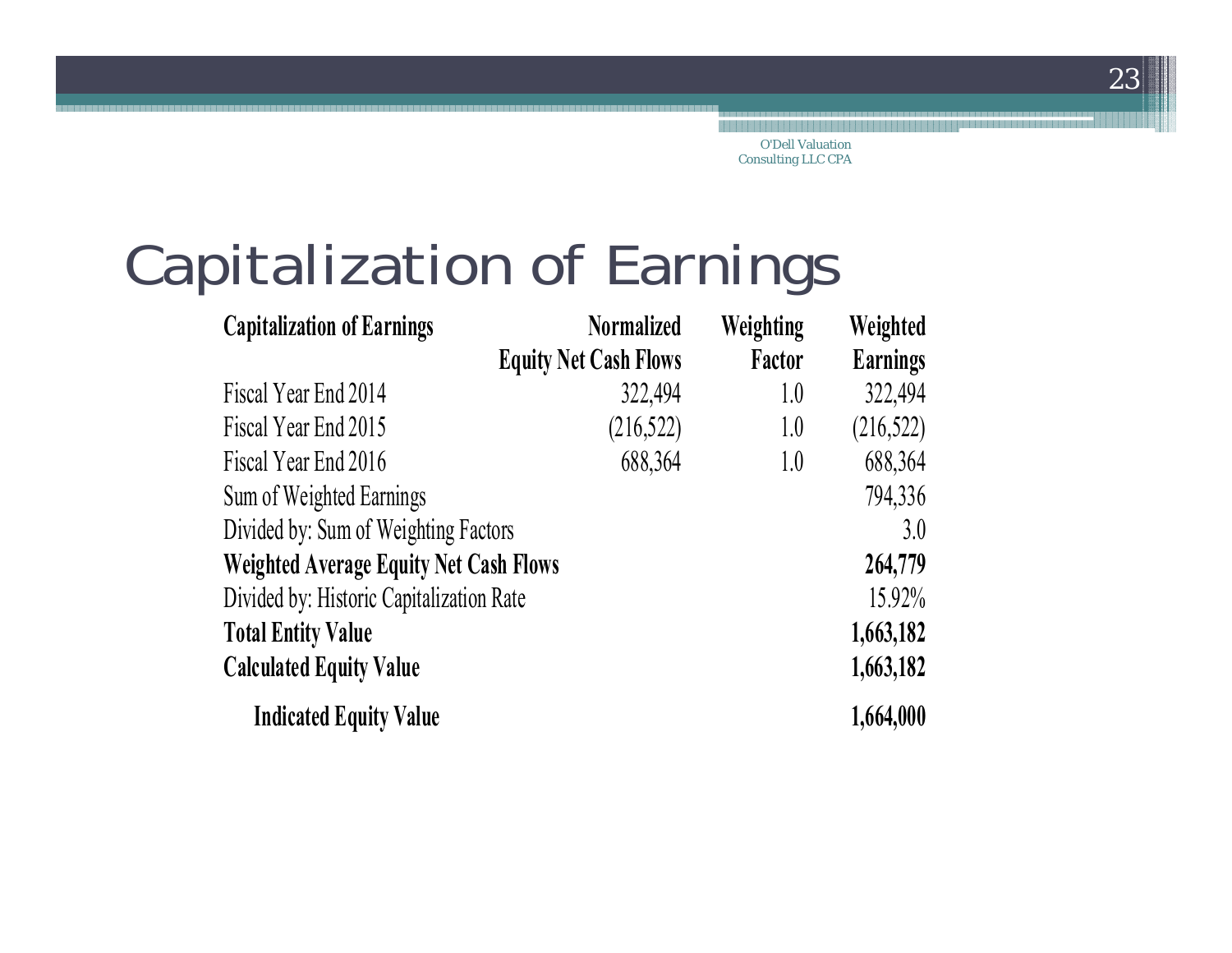# Capitalization of Earnings

| Capitalization of Earnings | Normalized Equity Net Cash Flows | Weighting Factor | Weighted Earnings |
|---|---|---|---|
| Fiscal Year End 2014 | 322,494 | 1.0 | 322,494 |
| Fiscal Year End 2015 | (216,522) | 1.0 | (216,522) |
| Fiscal Year End 2016 | 688,364 | 1.0 | 688,364 |
| Sum of Weighted Earnings | | | 794,336 |
| Divided by: Sum of Weighting Factors | | | 3.0 |
| **Weighted Average Equity Net Cash Flows** | | | **264,779** |
| Divided by: Historic Capitalization Rate | | | 15.92% |
| **Total Entity Value** | | | **1,663,182** |
| **Calculated Equity Value** | | | **1,663,182** |
| **Indicated Equity Value** | | | **1,664,000** |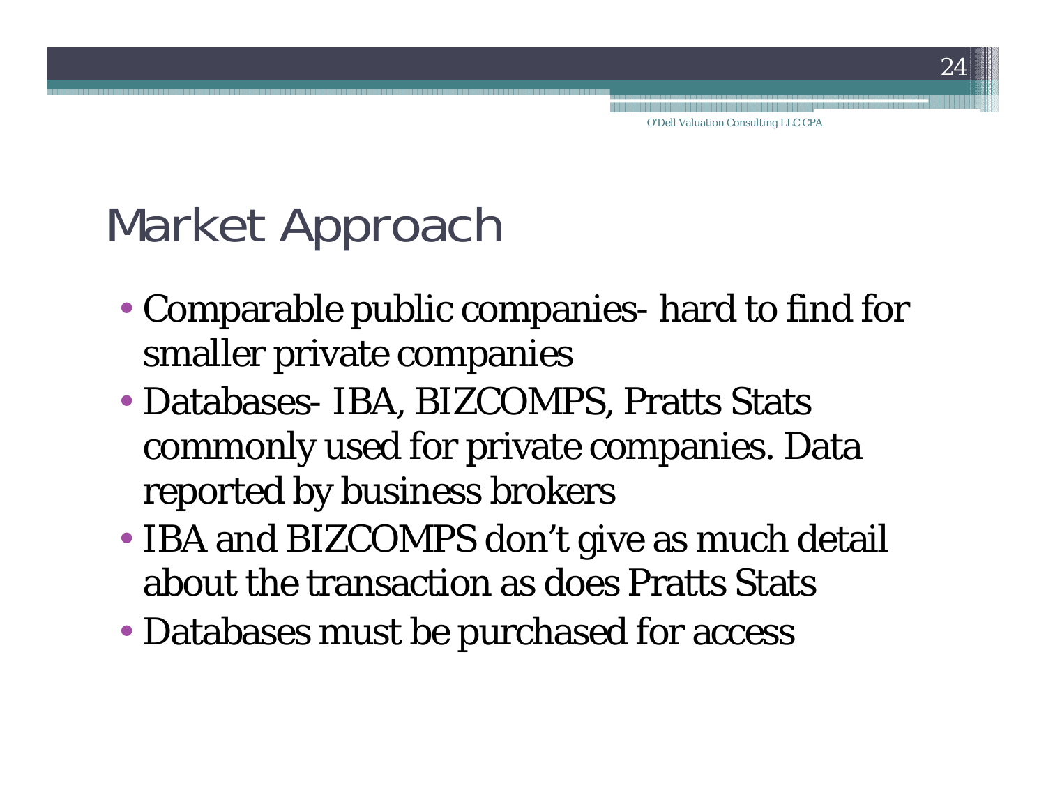# Market Approach

- Comparable public companies- hard to find for smaller private companies
- Databases- IBA, BIZCOMPS, Pratts Stats commonly used for private companies. Data reported by business brokers
- IBA and BIZCOMPS don't give as much detail about the transaction as does Pratts Stats
- Databases must be purchased for access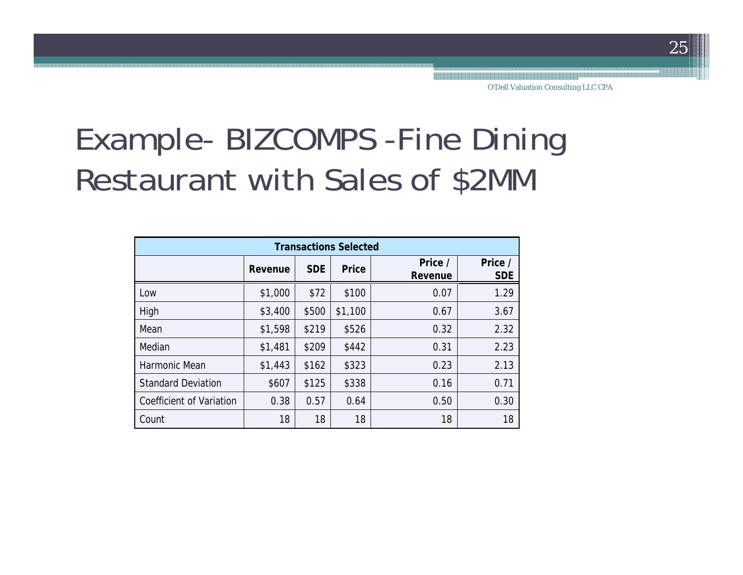# Example- BIZCOMPS -Fine Dining Restaurant with Sales of $2MM

| Transactions Selected | | | | | |
|---|---|---|---|---|---|
| | **Revenue** | **SDE** | **Price** | **Price / Revenue** | **Price / SDE** |
| Low | $1,000 | $72 | $100 | 0.07 | 1.29 |
| High | $3,400 | $500 | $1,100 | 0.67 | 3.67 |
| Mean | $1,598 | $219 | $526 | 0.32 | 2.32 |
| Median | $1,481 | $209 | $442 | 0.31 | 2.23 |
| Harmonic Mean | $1,443 | $162 | $323 | 0.23 | 2.13 |
| Standard Deviation | $607 | $125 | $338 | 0.16 | 0.71 |
| Coefficient of Variation | 0.38 | 0.57 | 0.64 | 0.50 | 0.30 |
| Count | 18 | 18 | 18 | 18 | 18 |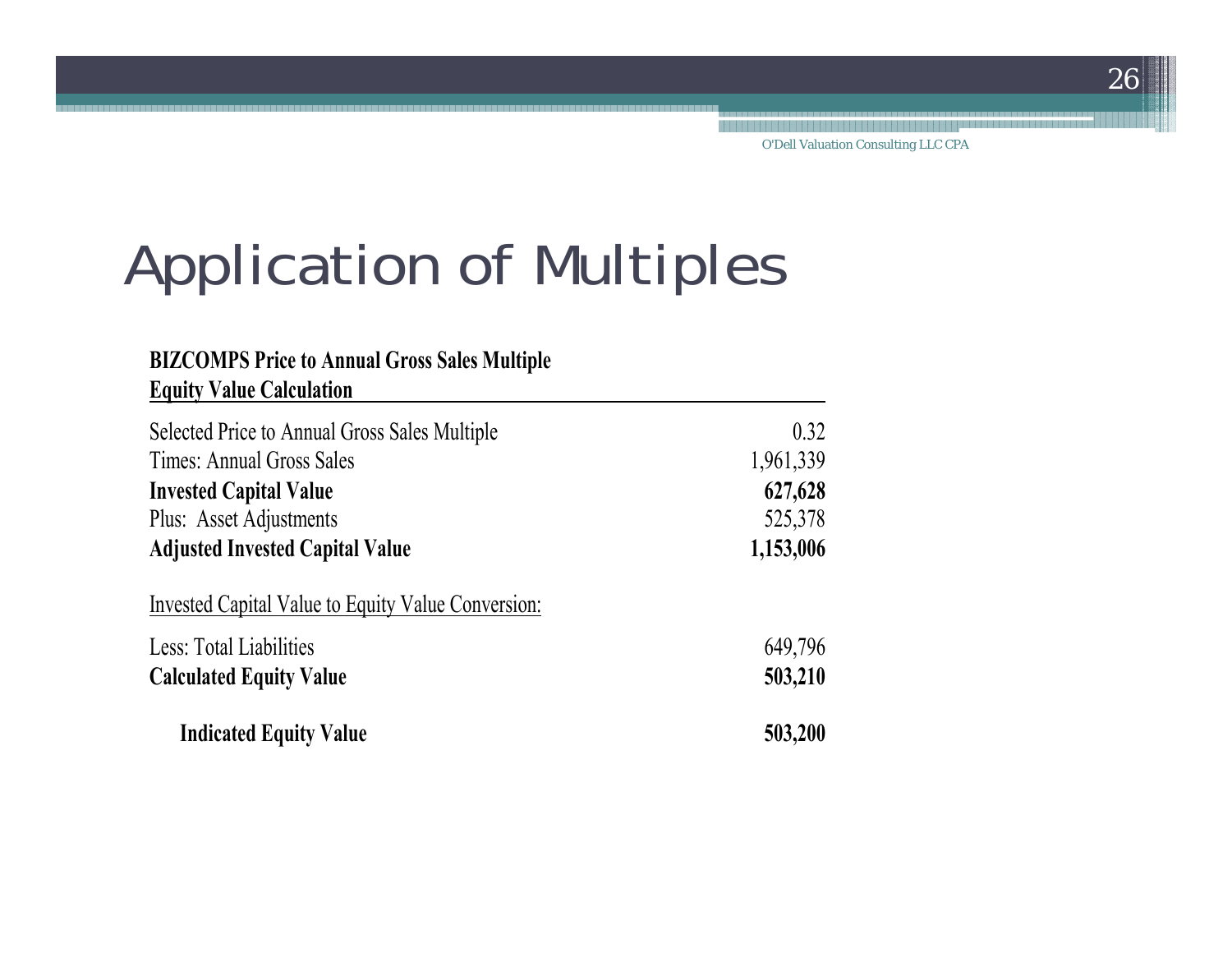# Application of Multiples

| **BIZCOMPS Price to Annual Gross Sales Multiple**<br>**Equity Value Calculation** | |
|---|---|
| Selected Price to Annual Gross Sales Multiple | 0.32 |
| Times: Annual Gross Sales | 1,961,339 |
| **Invested Capital Value** | **627,628** |
| Plus: Asset Adjustments | 525,378 |
| **Adjusted Invested Capital Value** | **1,153,006** |
| Invested Capital Value to Equity Value Conversion: | |
| Less: Total Liabilities | 649,796 |
| **Calculated Equity Value** | **503,210** |
| **Indicated Equity Value** | **503,200** |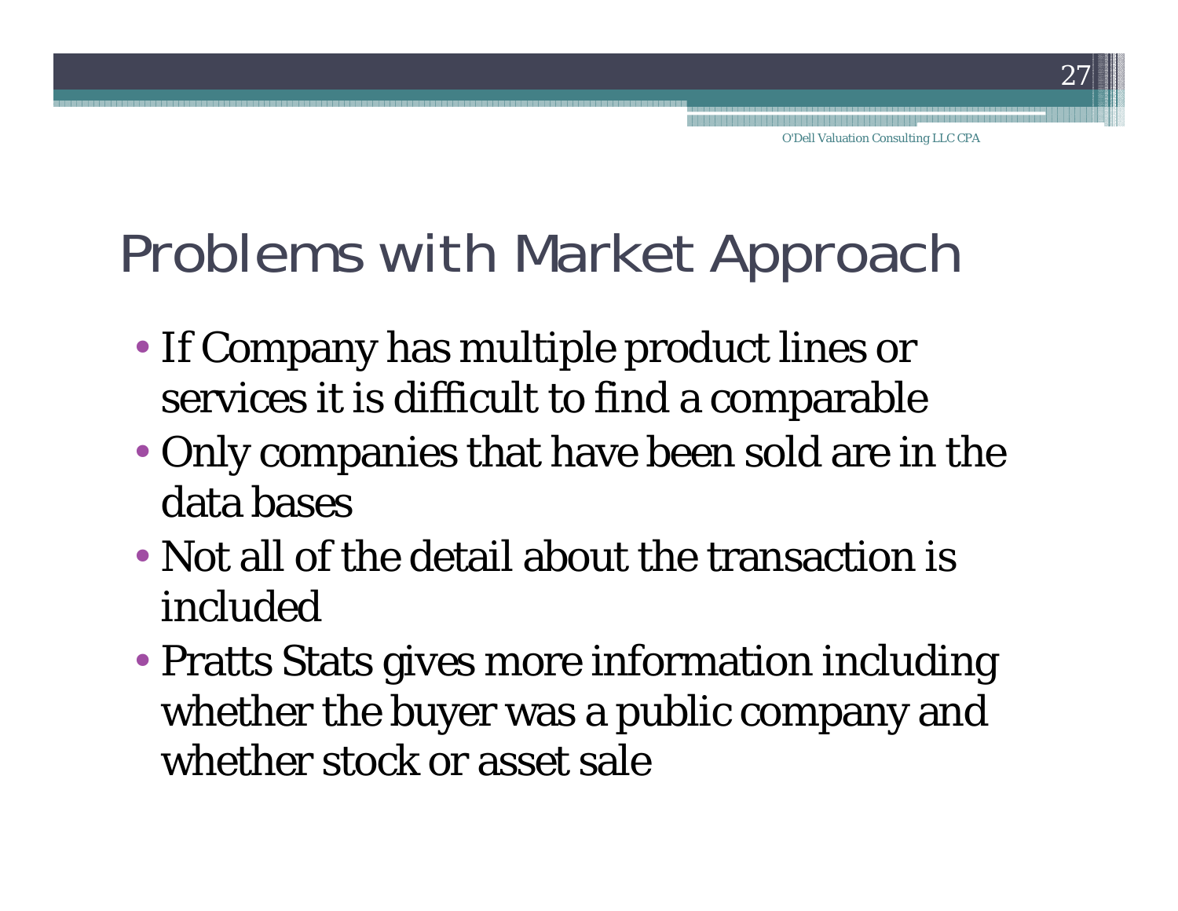# Problems with Market Approach

- If Company has multiple product lines or services it is difficult to find a comparable
- Only companies that have been sold are in the data bases
- Not all of the detail about the transaction is included
- Pratts Stats gives more information including whether the buyer was a public company and whether stock or asset sale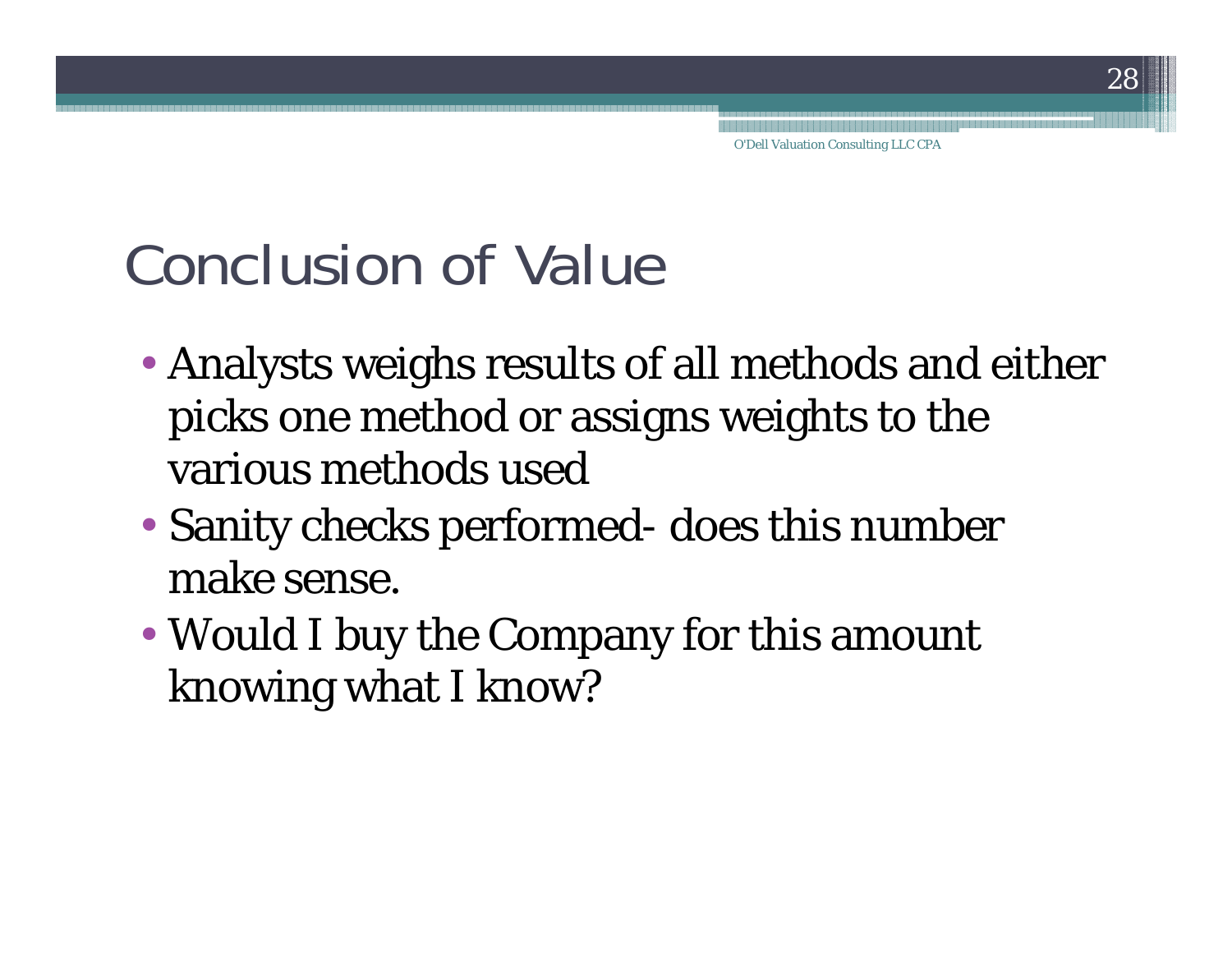# Conclusion of Value

- Analysts weighs results of all methods and either picks one method or assigns weights to the various methods used
- Sanity checks performed- does this number make sense.
- Would I buy the Company for this amount knowing what I know?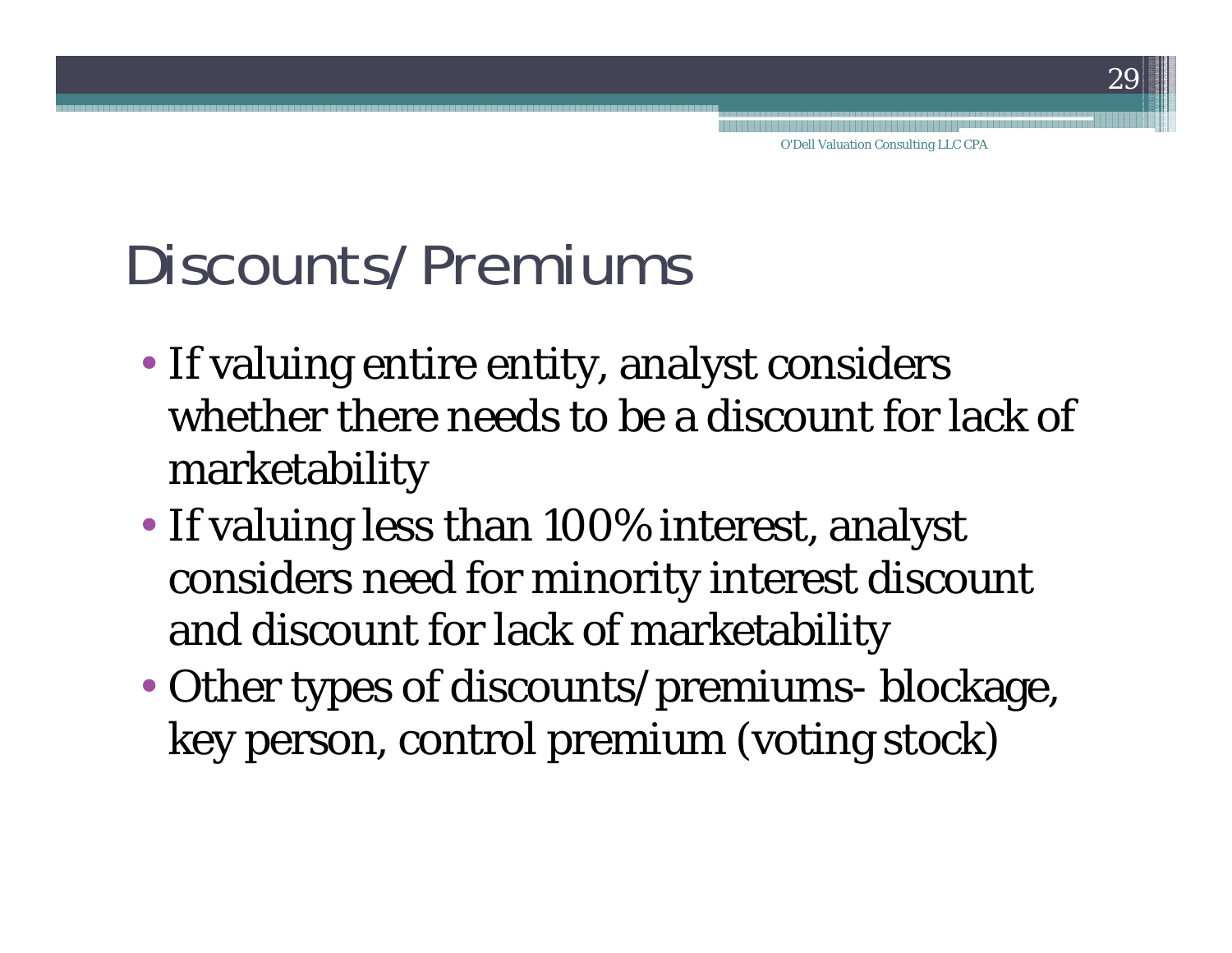# Discounts/Premiums

- If valuing entire entity, analyst considers whether there needs to be a discount for lack of marketability
- If valuing less than 100% interest, analyst considers need for minority interest discount and discount for lack of marketability
- Other types of discounts/premiums- blockage, key person, control premium (voting stock)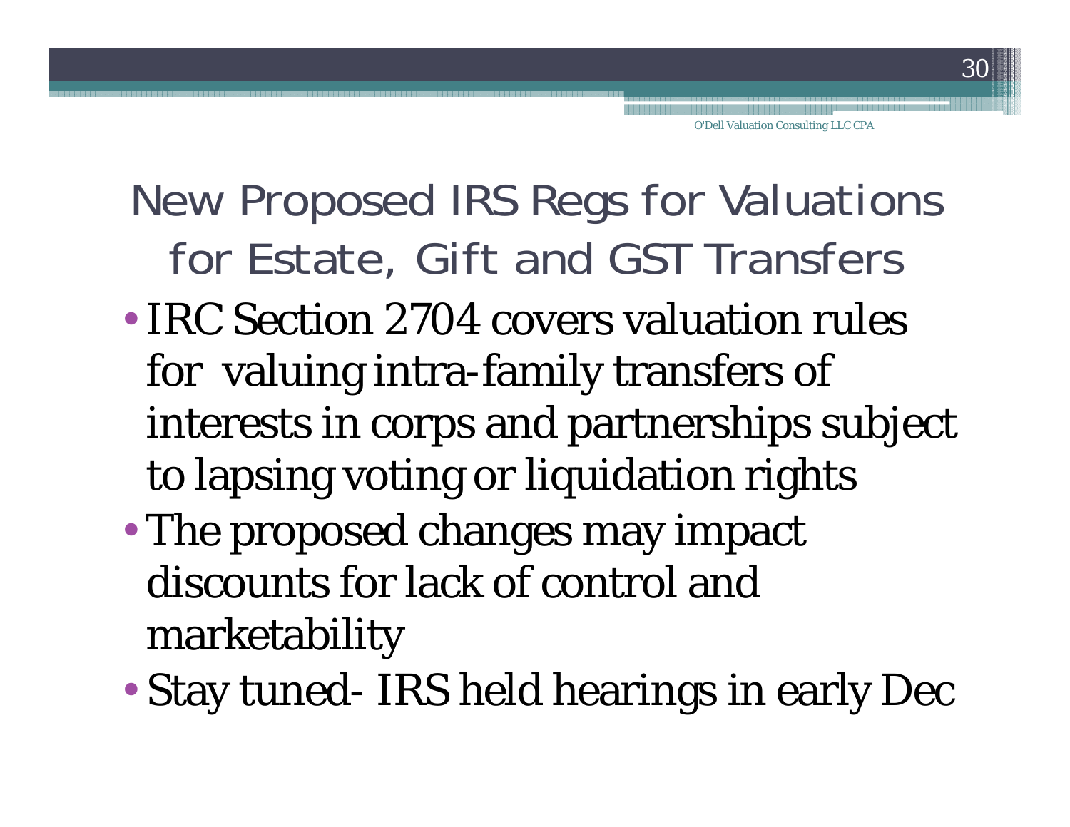# New Proposed IRS Regs for Valuations for Estate, Gift and GST Transfers

- IRC Section 2704 covers valuation rules for valuing intra-family transfers of interests in corps and partnerships subject to lapsing voting or liquidation rights
- The proposed changes may impact discounts for lack of control and marketability
- Stay tuned- IRS held hearings in early Dec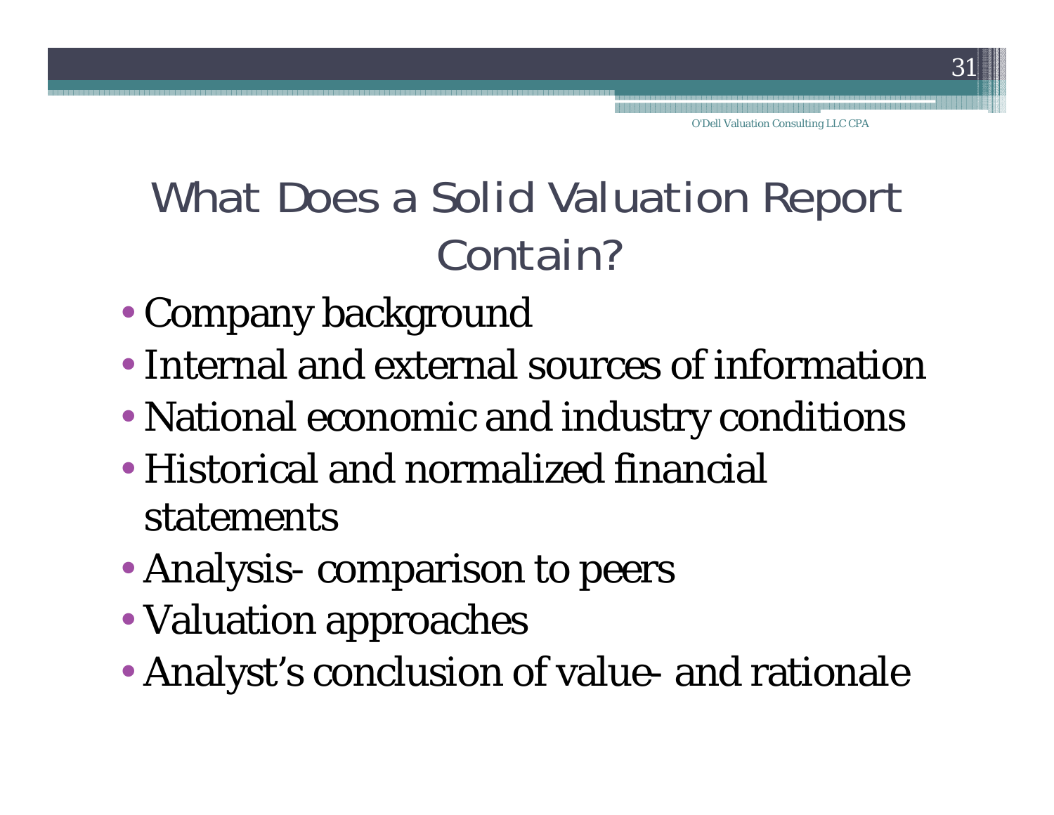# What Does a Solid Valuation Report Contain?

- Company background
- Internal and external sources of information
- National economic and industry conditions
- Historical and normalized financial statements
- Analysis- comparison to peers
- Valuation approaches
- Analyst's conclusion of value- and rationale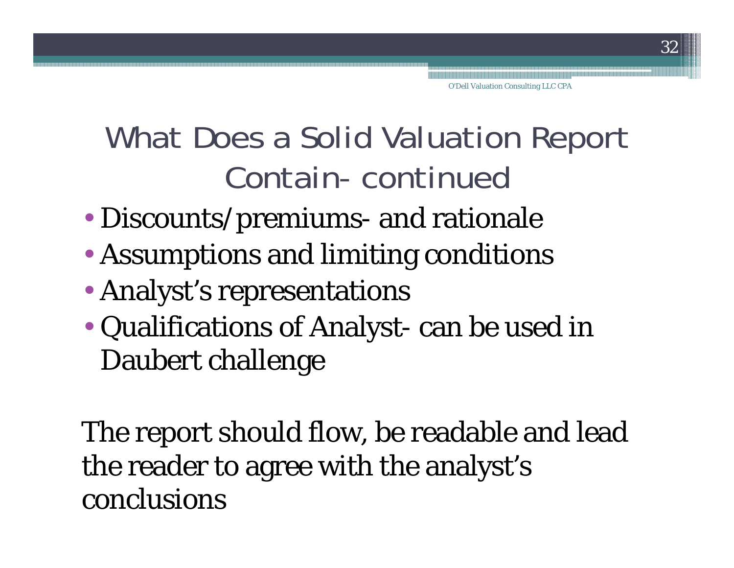# What Does a Solid Valuation Report Contain- continued

- Discounts/premiums- and rationale
- Assumptions and limiting conditions
- Analyst's representations
- Qualifications of Analyst- can be used in Daubert challenge

The report should flow, be readable and lead the reader to agree with the analyst's conclusions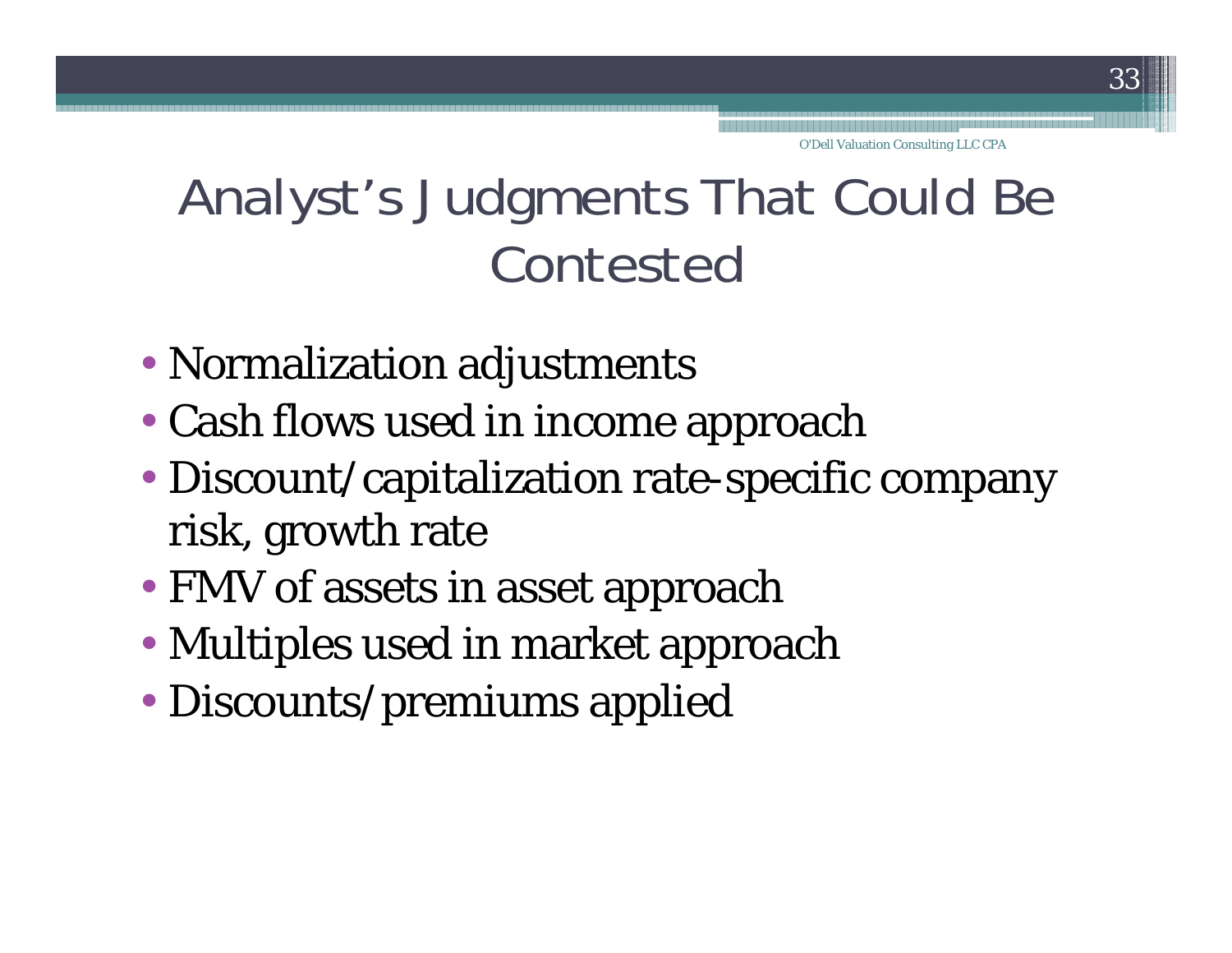# Analyst's Judgments That Could Be Contested

- Normalization adjustments
- Cash flows used in income approach
- Discount/capitalization rate-specific company risk, growth rate
- FMV of assets in asset approach
- Multiples used in market approach
- Discounts/premiums applied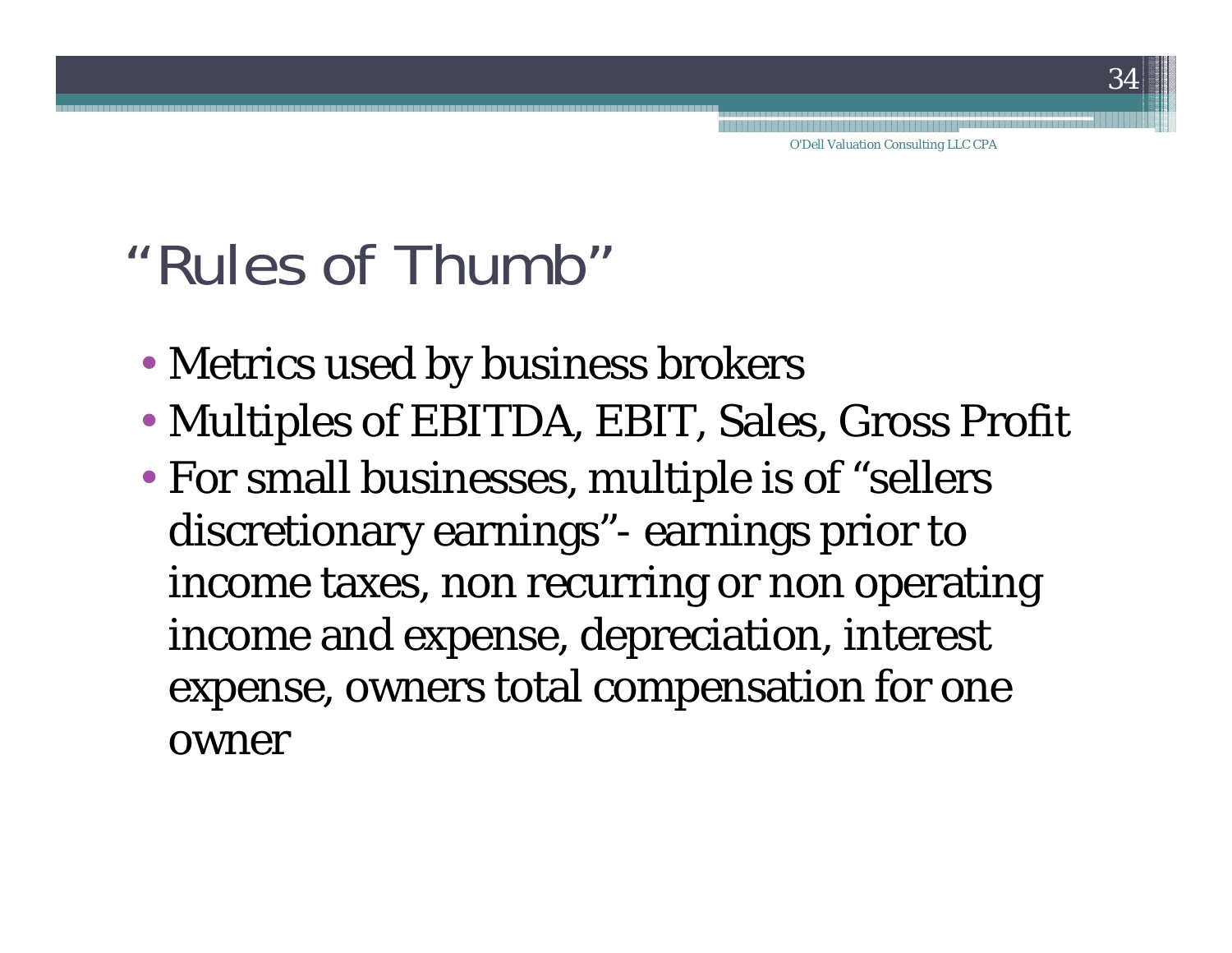# "Rules of Thumb"

- Metrics used by business brokers
- Multiples of EBITDA, EBIT, Sales, Gross Profit
- For small businesses, multiple is of "sellers discretionary earnings"- earnings prior to income taxes, non recurring or non operating income and expense, depreciation, interest expense, owners total compensation for one owner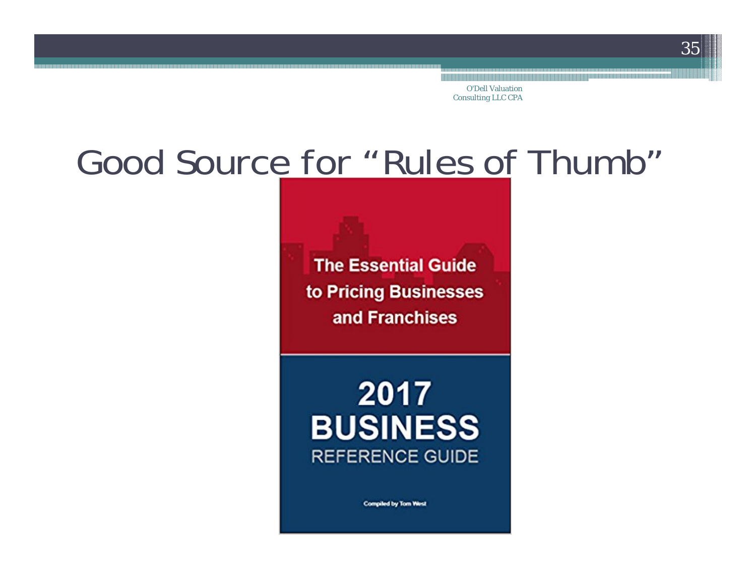# Good Source for "Rules of Thumb"

The Essential Guide to Pricing Businesses and Franchises

2017 BUSINESS REFERENCE GUIDE

Compiled by Tom West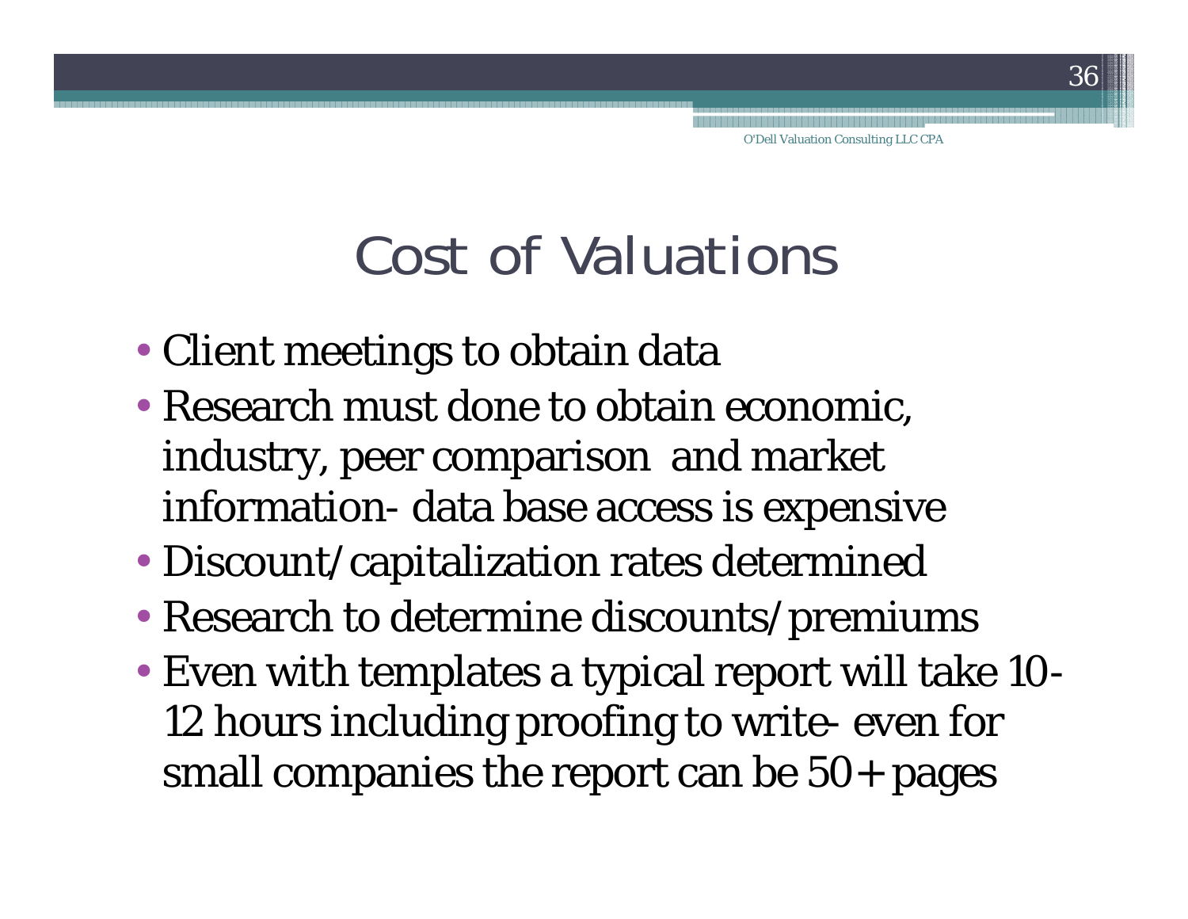# Cost of Valuations

- Client meetings to obtain data
- Research must done to obtain economic, industry, peer comparison  and market information- data base access is expensive
- Discount/capitalization rates determined
- Research to determine discounts/premiums
- Even with templates a typical report will take 10-12 hours including proofing to write- even for small companies the report can be 50+ pages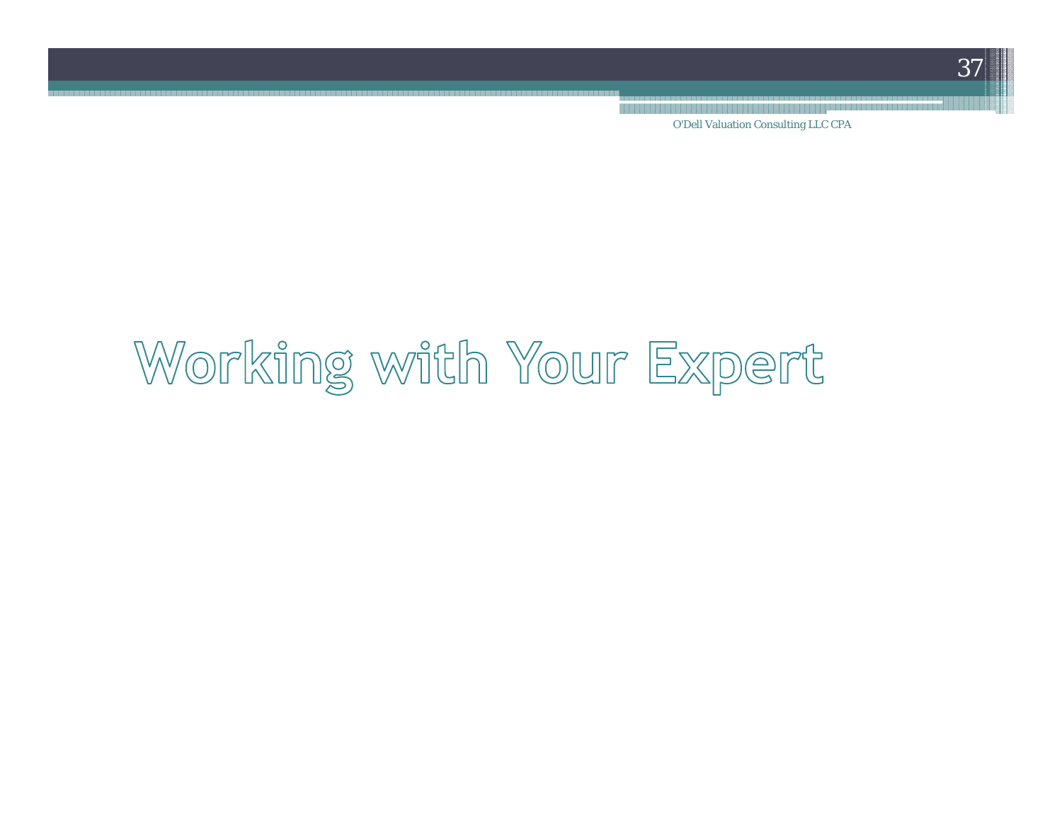# Working with Your Expert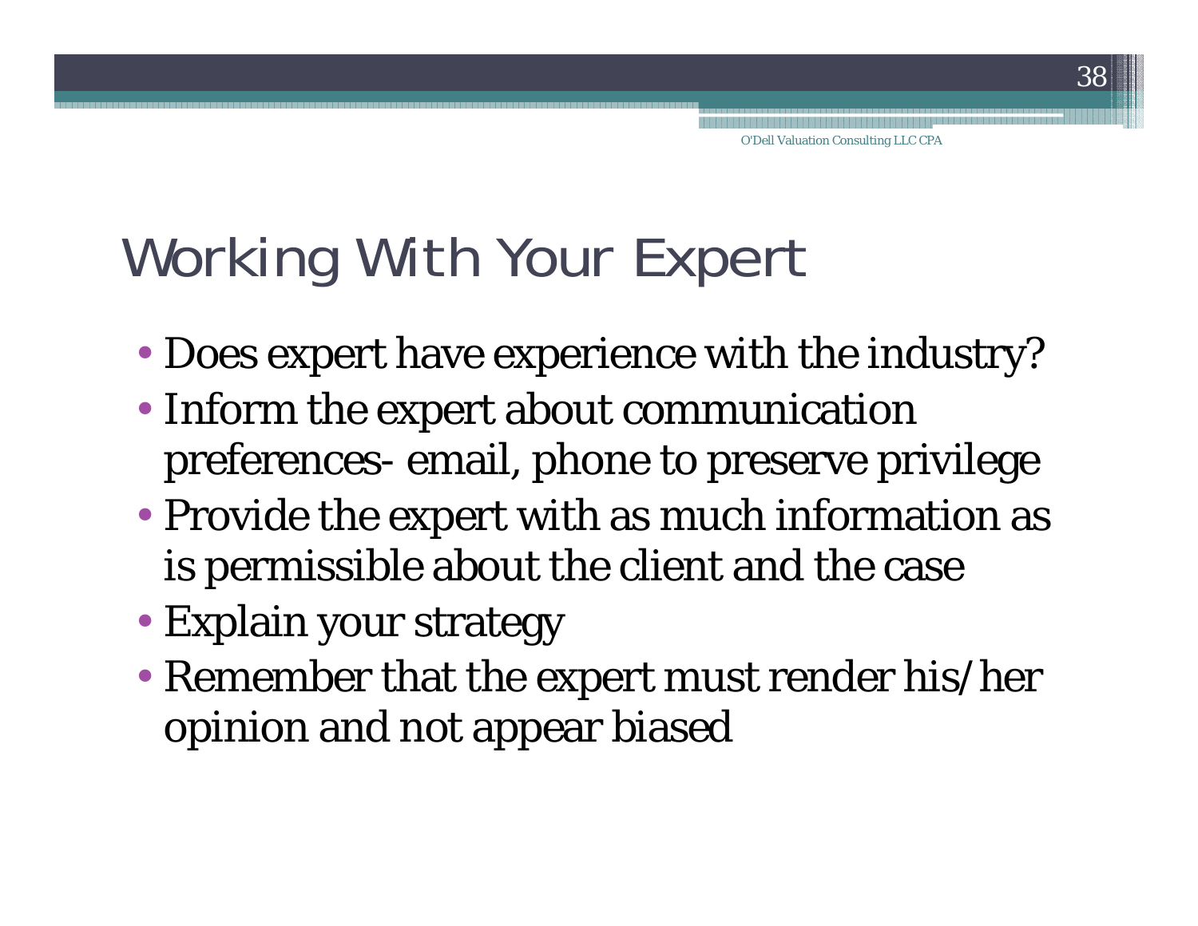# Working With Your Expert

- Does expert have experience with the industry?
- Inform the expert about communication preferences- email, phone to preserve privilege
- Provide the expert with as much information as is permissible about the client and the case
- Explain your strategy
- Remember that the expert must render his/her opinion and not appear biased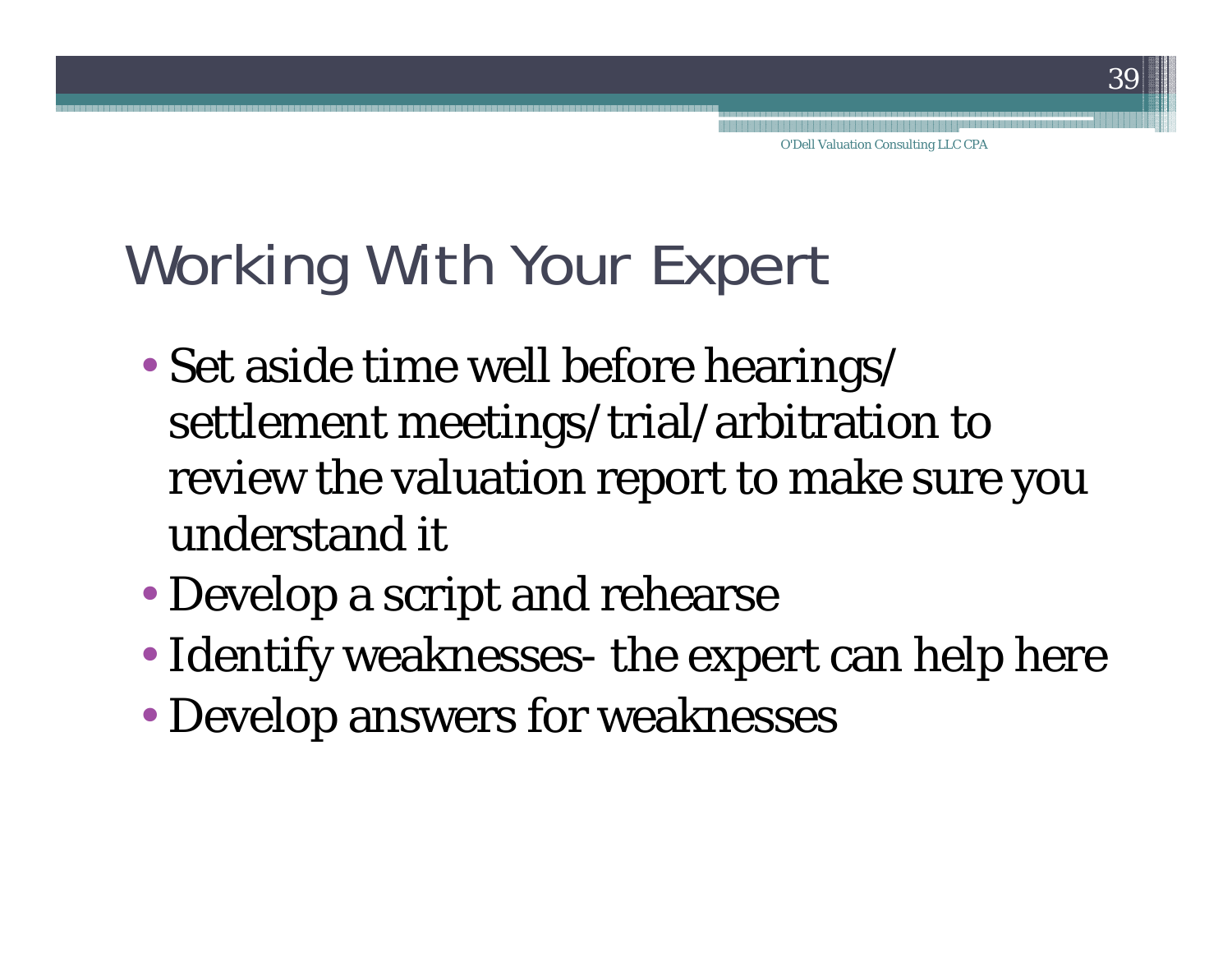# Working With Your Expert

- Set aside time well before hearings/ settlement meetings/trial/arbitration to review the valuation report to make sure you understand it
- Develop a script and rehearse
- Identify weaknesses- the expert can help here
- Develop answers for weaknesses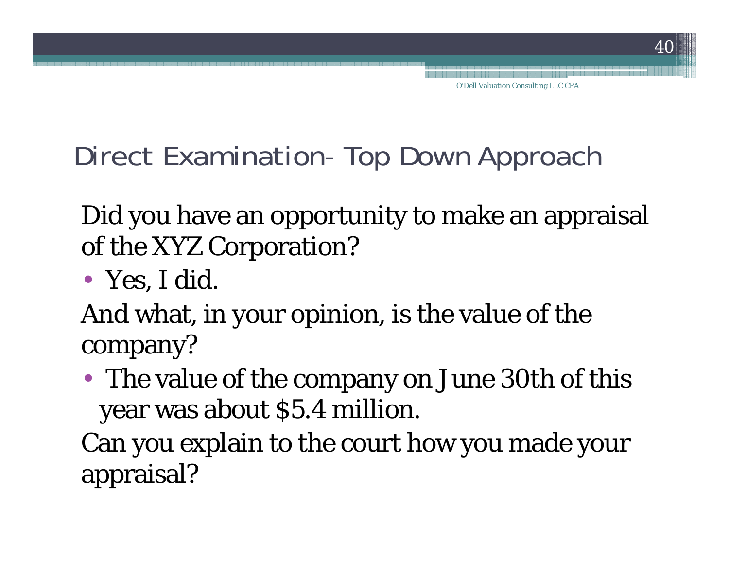## Direct Examination- Top Down Approach

Did you have an opportunity to make an appraisal of the XYZ Corporation?

- Yes, I did.

And what, in your opinion, is the value of the company?

- The value of the company on June 30th of this year was about $5.4 million.

Can you explain to the court how you made your appraisal?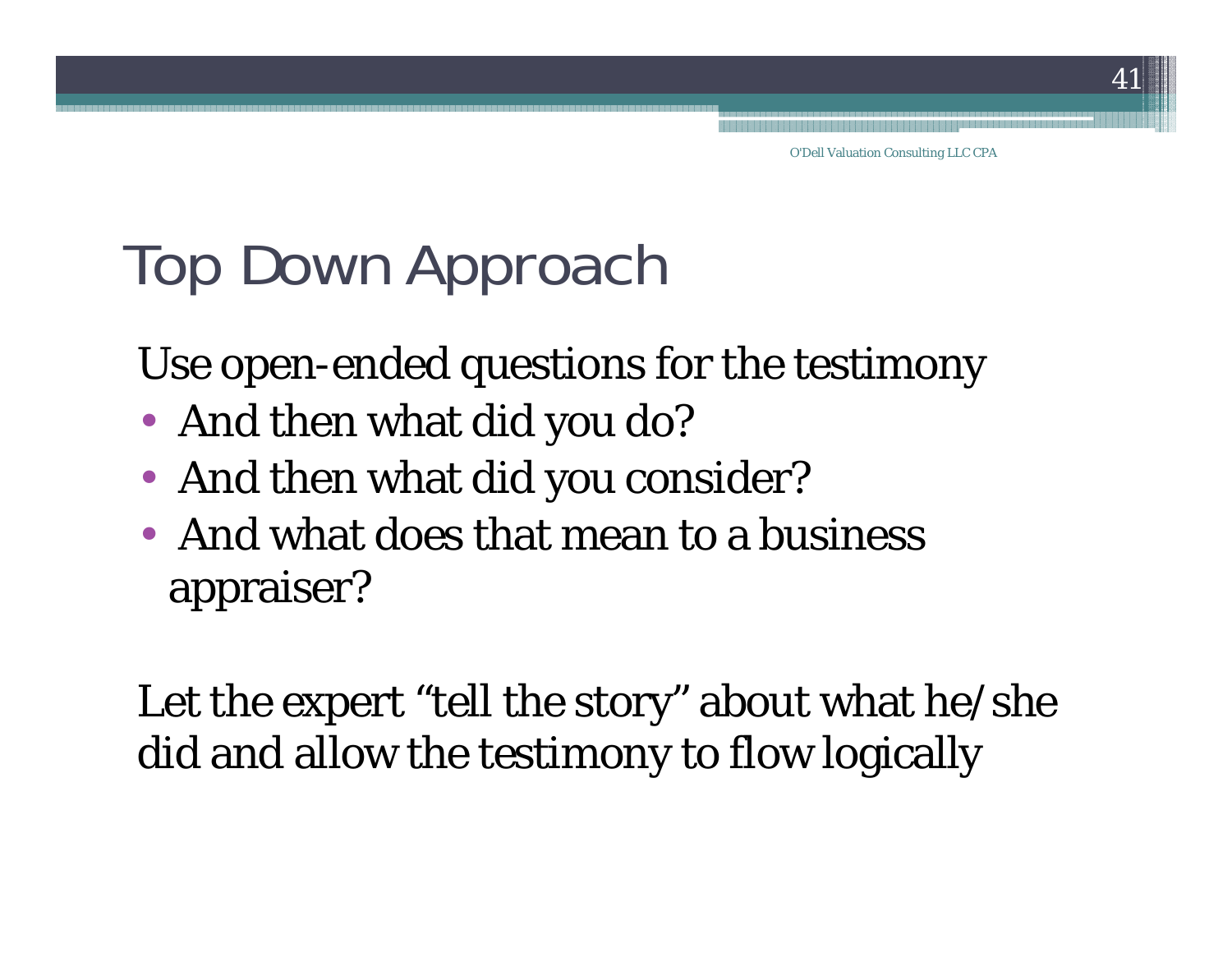# Top Down Approach

Use open-ended questions for the testimony

- And then what did you do?
- And then what did you consider?
- And what does that mean to a business appraiser?

Let the expert "tell the story" about what he/she did and allow the testimony to flow logically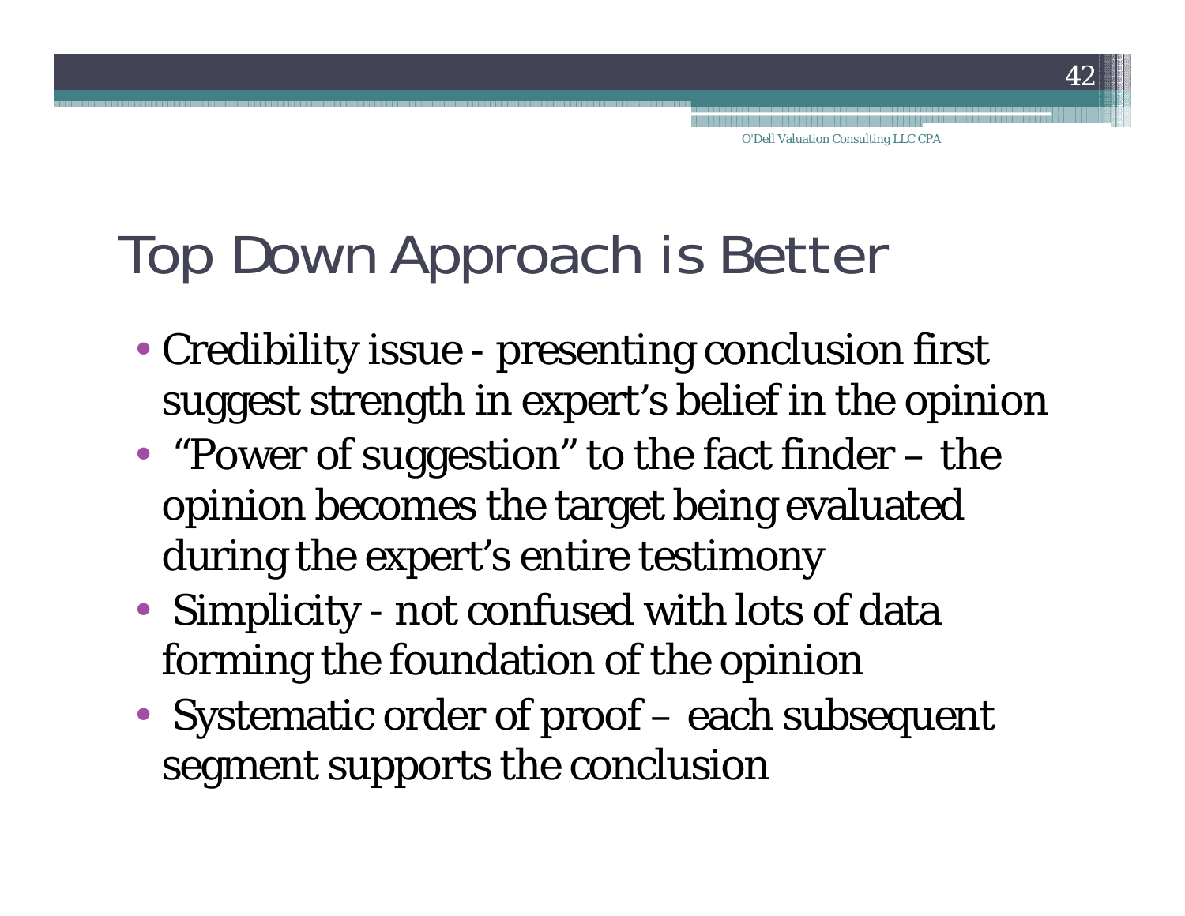# Top Down Approach is Better

- Credibility issue - presenting conclusion first suggest strength in expert's belief in the opinion
- "Power of suggestion" to the fact finder – the opinion becomes the target being evaluated during the expert's entire testimony
- Simplicity - not confused with lots of data forming the foundation of the opinion
- Systematic order of proof – each subsequent segment supports the conclusion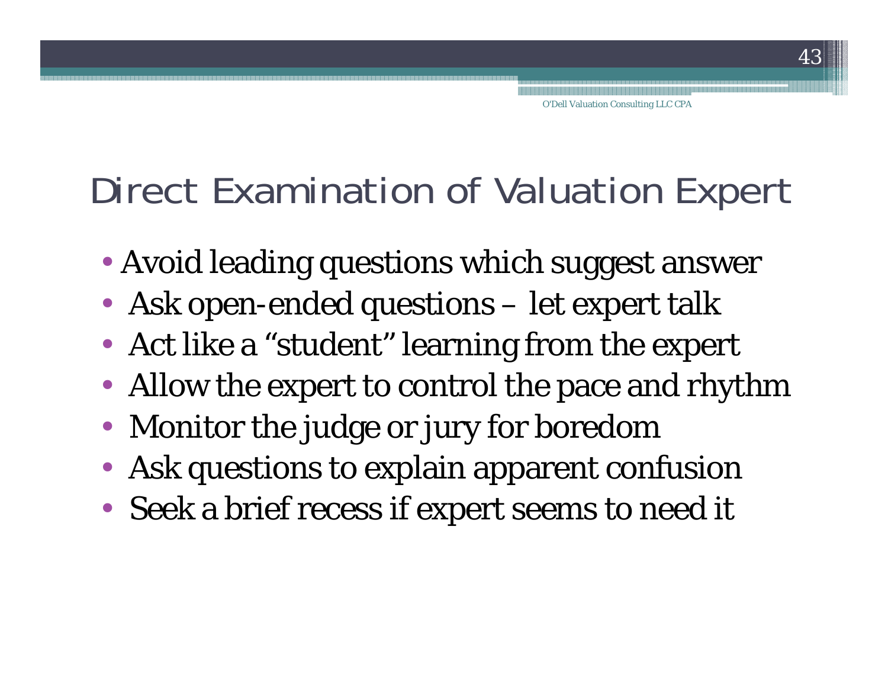# Direct Examination of Valuation Expert

- Avoid leading questions which suggest answer
- Ask open-ended questions – let expert talk
- Act like a "student" learning from the expert
- Allow the expert to control the pace and rhythm
- Monitor the judge or jury for boredom
- Ask questions to explain apparent confusion
- Seek a brief recess if expert seems to need it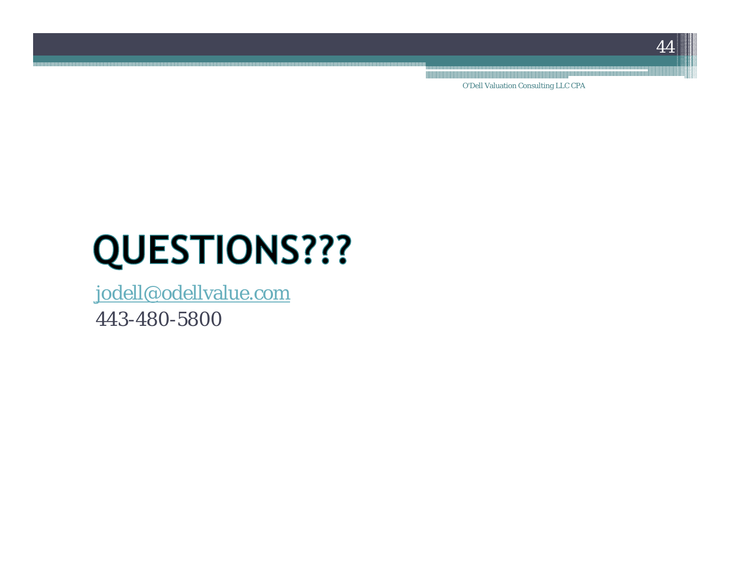# QUESTIONS???

jodell@odellvalue.com

443-480-5800